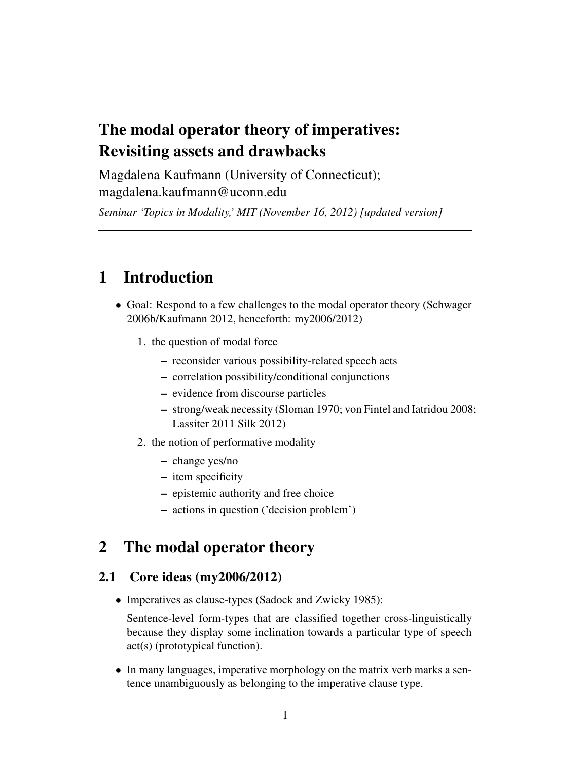# The modal operator theory of imperatives: Revisiting assets and drawbacks

Magdalena Kaufmann (University of Connecticut); magdalena.kaufmann@uconn.edu

*Seminar 'Topics in Modality,' MIT (November 16, 2012) [updated version]*

---

## 1 Introduction

- Goal: Respond to a few challenges to the modal operator theory (Schwager 2006b/Kaufmann 2012, henceforth: my2006/2012)
  1. the question of modal force
     - reconsider various possibility-related speech acts
     - correlation possibility/conditional conjunctions
     - evidence from discourse particles
     - strong/weak necessity (Sloman 1970; von Fintel and Iatridou 2008; Lassiter 2011 Silk 2012)
  2. the notion of performative modality
     - change yes/no
     - item specificity
     - epistemic authority and free choice
     - actions in question ('decision problem')

## 2 The modal operator theory

### 2.1 Core ideas (my2006/2012)

- Imperatives as clause-types (Sadock and Zwicky 1985):

  Sentence-level form-types that are classified together cross-linguistically because they display some inclination towards a particular type of speech act(s) (prototypical function).

- In many languages, imperative morphology on the matrix verb marks a sentence unambiguously as belonging to the imperative clause type.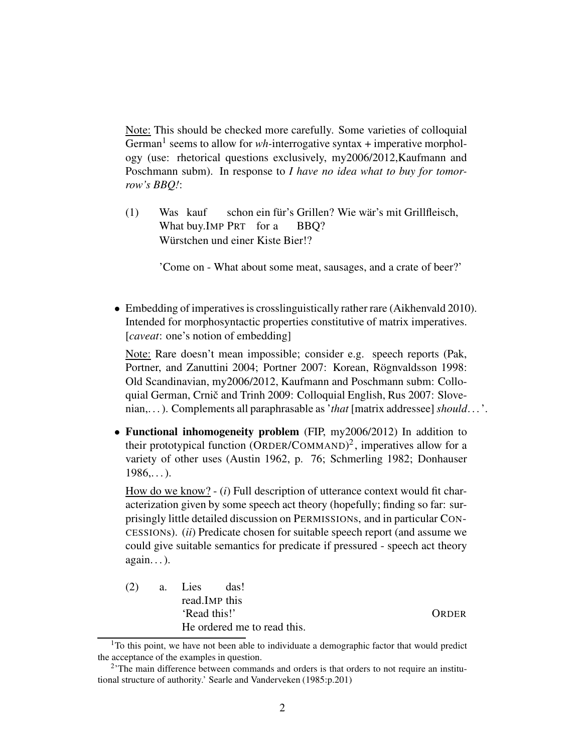Note: This should be checked more carefully. Some varieties of colloquial German[1] seems to allow for *wh*-interrogative syntax + imperative morphology (use: rhetorical questions exclusively, my2006/2012,Kaufmann and Poschmann subm). In response to *I have no idea what to buy for tomorrow's BBQ!*:

(1) Was kauf schon ein für's Grillen? Wie wär's mit Grillfleisch,
What buy.IMP PRT for a BBQ?
Würstchen und einer Kiste Bier!?

'Come on - What about some meat, sausages, and a crate of beer?'

- Embedding of imperatives is crosslinguistically rather rare (Aikhenvald 2010). Intended for morphosyntactic properties constitutive of matrix imperatives. [*caveat*: one's notion of embedding]

  Note: Rare doesn't mean impossible; consider e.g. speech reports (Pak, Portner, and Zanuttini 2004; Portner 2007: Korean, Rögnvaldsson 1998: Old Scandinavian, my2006/2012, Kaufmann and Poschmann subm: Colloquial German, Crnič and Trinh 2009: Colloquial English, Rus 2007: Slovenian,...). Complements all paraphrasable as '*that* [matrix addressee] *should*...'.

- **Functional inhomogeneity problem** (FIP, my2006/2012) In addition to their prototypical function (ORDER/COMMAND)[2], imperatives allow for a variety of other uses (Austin 1962, p. 76; Schmerling 1982; Donhauser 1986,...).

  How do we know? - (*i*) Full description of utterance context would fit characterization given by some speech act theory (hopefully; finding so far: surprisingly little detailed discussion on PERMISSIONs, and in particular CONCESSIONs). (*ii*) Predicate chosen for suitable speech report (and assume we could give suitable semantics for predicate if pressured - speech act theory again...).

(2) a. Lies das!
read.IMP this
'Read this!' ORDER
He ordered me to read this.

[1] To this point, we have not been able to individuate a demographic factor that would predict the acceptance of the examples in question.

[2] 'The main difference between commands and orders is that orders to not require an institutional structure of authority.' Searle and Vanderveken (1985:p.201)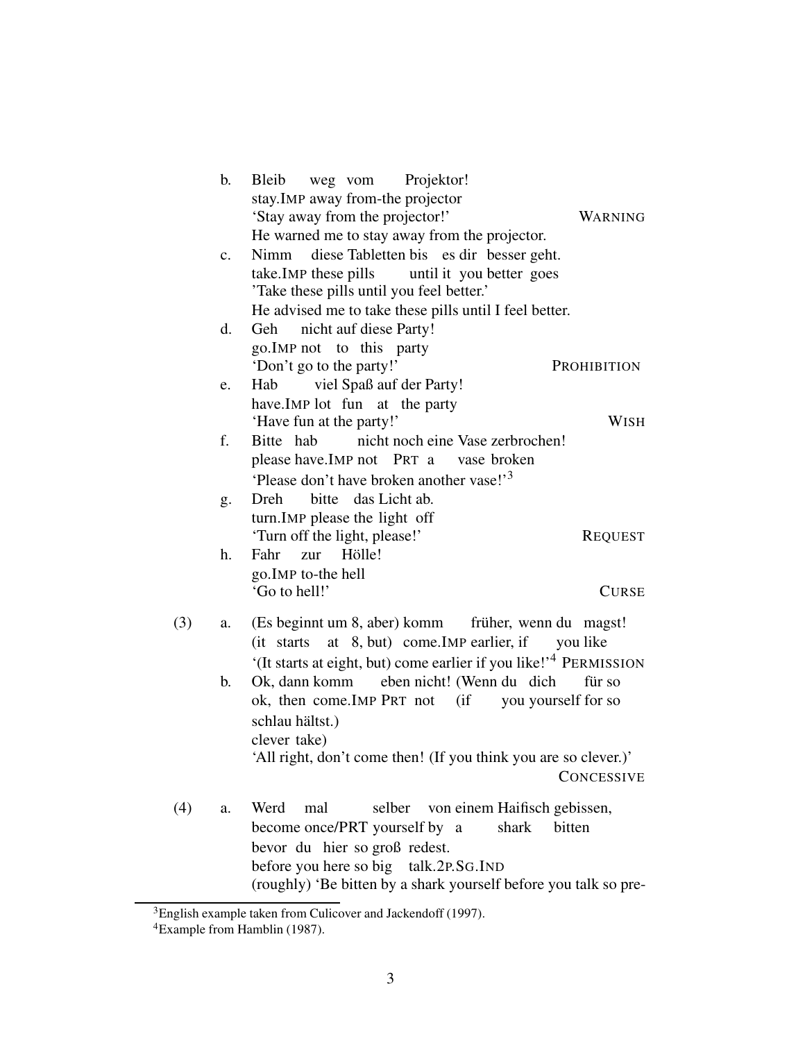b. Bleib weg vom Projektor!
   stay.IMP away from-the projector
   'Stay away from the projector!' — WARNING
   He warned me to stay away from the projector.

c. Nimm diese Tabletten bis es dir besser geht.
   take.IMP these pills until it you better goes
   'Take these pills until you feel better.'
   He advised me to take these pills until I feel better.

d. Geh nicht auf diese Party!
   go.IMP not to this party
   'Don't go to the party!' — PROHIBITION

e. Hab viel Spaß auf der Party!
   have.IMP lot fun at the party
   'Have fun at the party!' — WISH

f. Bitte hab nicht noch eine Vase zerbrochen!
   please have.IMP not PRT a vase broken
   'Please don't have broken another vase!'[3]

g. Dreh bitte das Licht ab.
   turn.IMP please the light off
   'Turn off the light, please!' — REQUEST

h. Fahr zur Hölle!
   go.IMP to-the hell
   'Go to hell!' — CURSE

(3) a. (Es beginnt um 8, aber) komm früher, wenn du magst!
   (it starts at 8, but) come.IMP earlier, if you like
   '(It starts at eight, but) come earlier if you like!'[4] PERMISSION

b. Ok, dann komm eben nicht! (Wenn du dich für so schlau hältst.)
   ok, then come.IMP PRT not (if you yourself for so clever take)
   'All right, don't come then! (If you think you are so clever.)' — CONCESSIVE

(4) a. Werd mal selber von einem Haifisch gebissen, bevor du hier so groß redest.
   become once/PRT yourself by a shark bitten before you here so big talk.2P.SG.IND
   (roughly) 'Be bitten by a shark yourself before you talk so pre-

---

[3] English example taken from Culicover and Jackendoff (1997).

[4] Example from Hamblin (1987).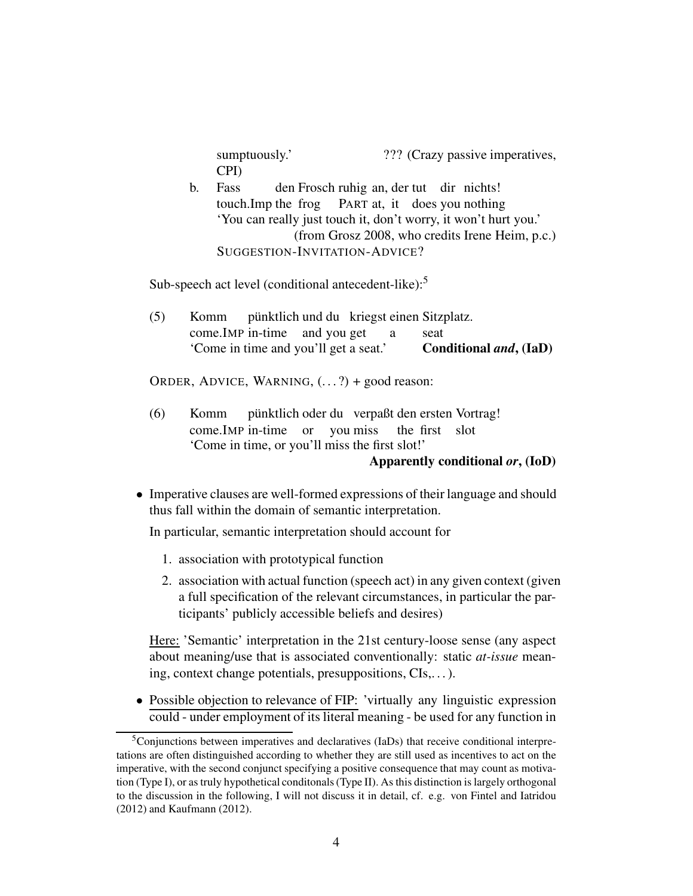sumptuously.' ??? (Crazy passive imperatives, CPI)

b. Fass den Frosch ruhig an, der tut dir nichts!
touch.Imp the frog PART at, it does you nothing
'You can really just touch it, don't worry, it won't hurt you.'
(from Grosz 2008, who credits Irene Heim, p.c.)
SUGGESTION-INVITATION-ADVICE?

Sub-speech act level (conditional antecedent-like):[5]

(5) Komm pünktlich und du kriegst einen Sitzplatz.
come.IMP in-time and you get a seat
'Come in time and you'll get a seat.' **Conditional *and*, (IaD)**

ORDER, ADVICE, WARNING, (...?) + good reason:

(6) Komm pünktlich oder du verpaßt den ersten Vortrag!
come.IMP in-time or you miss the first slot
'Come in time, or you'll miss the first slot!'
**Apparently conditional *or*, (IoD)**

- Imperative clauses are well-formed expressions of their language and should thus fall within the domain of semantic interpretation.

  In particular, semantic interpretation should account for

  1. association with prototypical function
  2. association with actual function (speech act) in any given context (given a full specification of the relevant circumstances, in particular the participants' publicly accessible beliefs and desires)

  Here: 'Semantic' interpretation in the 21st century-loose sense (any aspect about meaning/use that is associated conventionally: static *at-issue* meaning, context change potentials, presuppositions, CIs,...).

- Possible objection to relevance of FIP: 'virtually any linguistic expression could - under employment of its literal meaning - be used for any function in

[5] Conjunctions between imperatives and declaratives (IaDs) that receive conditional interpretations are often distinguished according to whether they are still used as incentives to act on the imperative, with the second conjunct specifying a positive consequence that may count as motivation (Type I), or as truly hypothetical conditonals (Type II). As this distinction is largely orthogonal to the discussion in the following, I will not discuss it in detail, cf. e.g. von Fintel and Iatridou (2012) and Kaufmann (2012).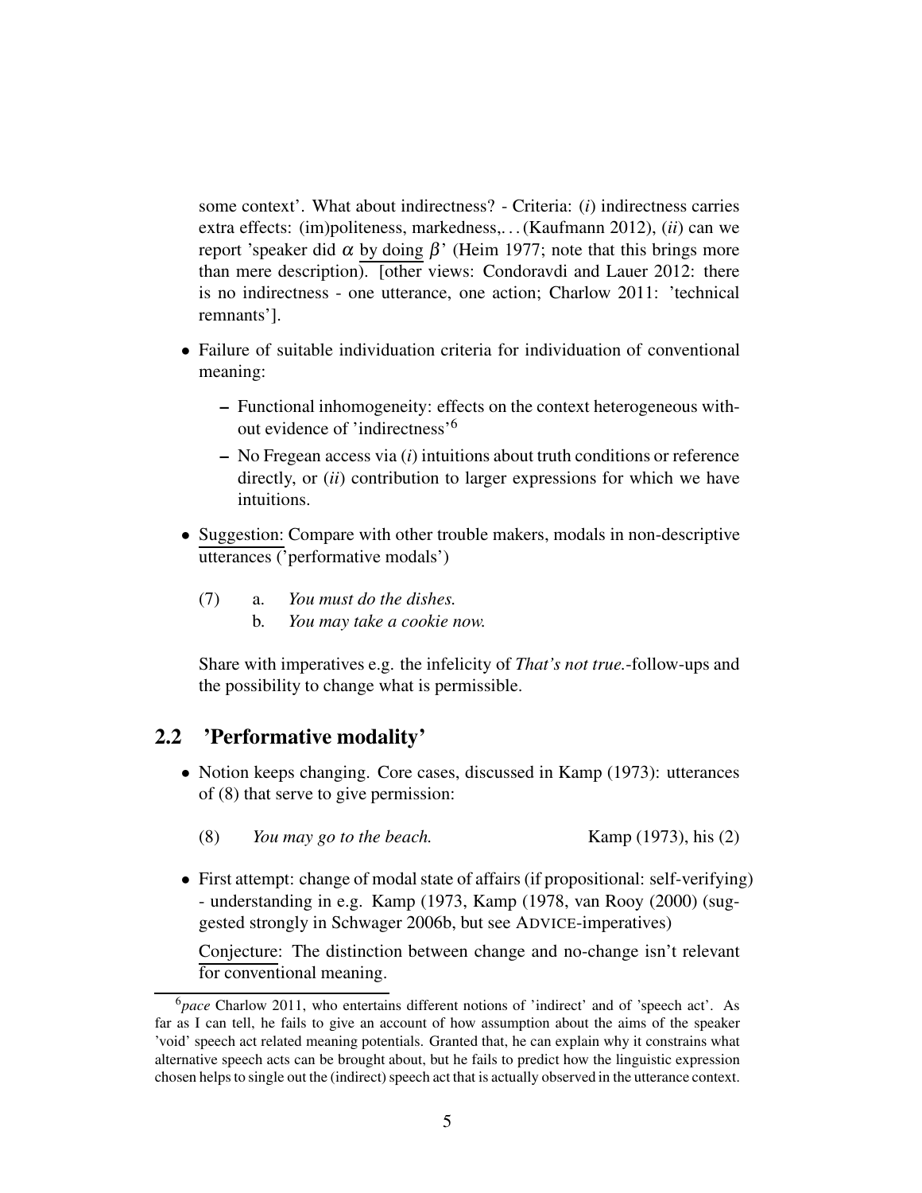some context'. What about indirectness? - Criteria: (*i*) indirectness carries extra effects: (im)politeness, markedness,. . . (Kaufmann 2012), (*ii*) can we report 'speaker did $\alpha$ by doing $\beta$' (Heim 1977; note that this brings more than mere description). [other views: Condoravdi and Lauer 2012: there is no indirectness - one utterance, one action; Charlow 2011: 'technical remnants'].

- Failure of suitable individuation criteria for individuation of conventional meaning:
  - Functional inhomogeneity: effects on the context heterogeneous without evidence of 'indirectness'[6]
  - No Fregean access via (*i*) intuitions about truth conditions or reference directly, or (*ii*) contribution to larger expressions for which we have intuitions.
- Suggestion: Compare with other trouble makers, modals in non-descriptive utterances ('performative modals')

  (7) a. *You must do the dishes.*
  b. *You may take a cookie now.*

  Share with imperatives e.g. the infelicity of *That's not true.*-follow-ups and the possibility to change what is permissible.

## 2.2 'Performative modality'

- Notion keeps changing. Core cases, discussed in Kamp (1973): utterances of (8) that serve to give permission:

  (8) *You may go to the beach.* Kamp (1973), his (2)

- First attempt: change of modal state of affairs (if propositional: self-verifying) - understanding in e.g. Kamp (1973, Kamp (1978, van Rooy (2000) (suggested strongly in Schwager 2006b, but see ADVICE-imperatives)

  Conjecture: The distinction between change and no-change isn't relevant for conventional meaning.

[6] *pace* Charlow 2011, who entertains different notions of 'indirect' and of 'speech act'. As far as I can tell, he fails to give an account of how assumption about the aims of the speaker 'void' speech act related meaning potentials. Granted that, he can explain why it constrains what alternative speech acts can be brought about, but he fails to predict how the linguistic expression chosen helps to single out the (indirect) speech act that is actually observed in the utterance context.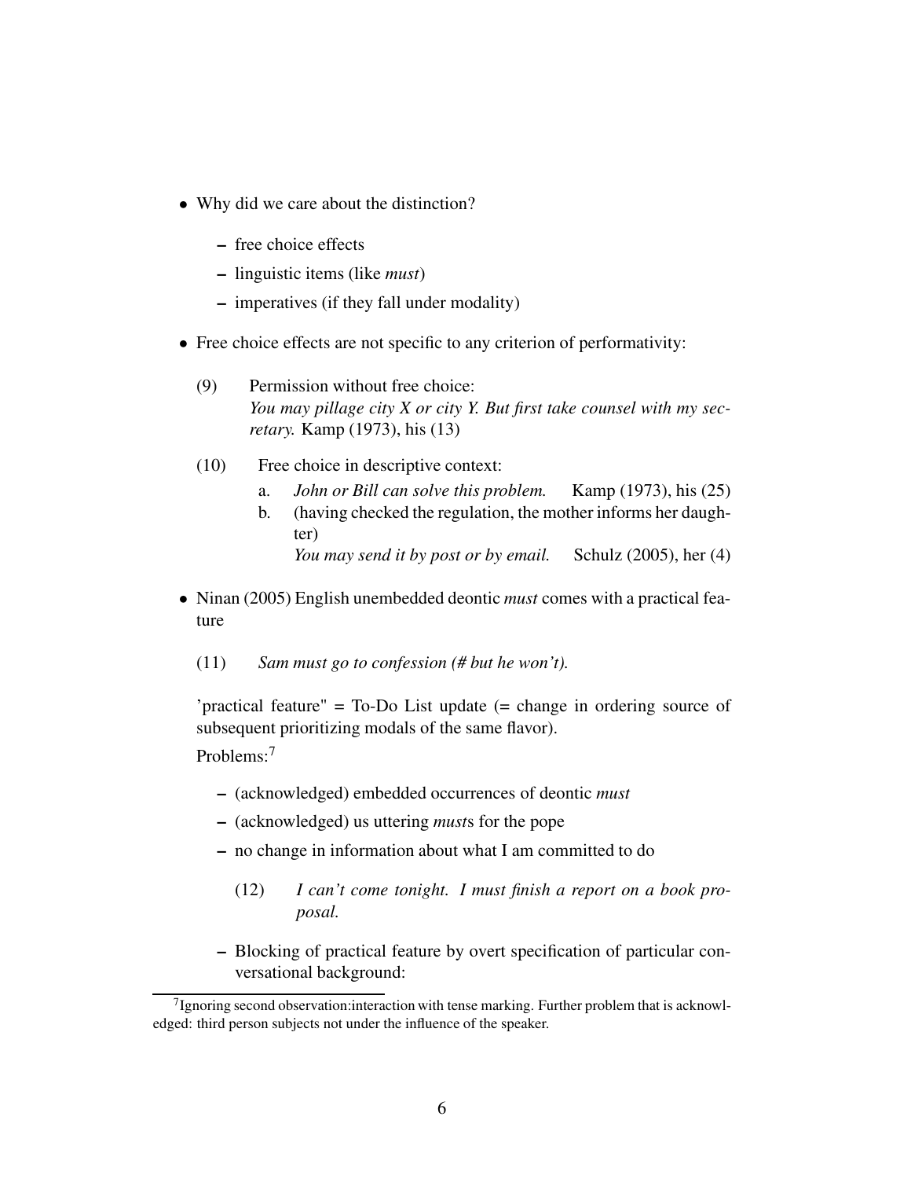- Why did we care about the distinction?
  - free choice effects
  - linguistic items (like *must*)
  - imperatives (if they fall under modality)
- Free choice effects are not specific to any criterion of performativity:

  (9) Permission without free choice:
  *You may pillage city X or city Y. But first take counsel with my secretary.* Kamp (1973), his (13)

  (10) Free choice in descriptive context:
  a. *John or Bill can solve this problem.* Kamp (1973), his (25)
  b. (having checked the regulation, the mother informs her daughter)
  *You may send it by post or by email.* Schulz (2005), her (4)

- Ninan (2005) English unembedded deontic *must* comes with a practical feature

  (11) *Sam must go to confession (# but he won't).*

  'practical feature" = To-Do List update (= change in ordering source of subsequent prioritizing modals of the same flavor).

  Problems:[7]

  - (acknowledged) embedded occurrences of deontic *must*
  - (acknowledged) us uttering *must*s for the pope
  - no change in information about what I am committed to do

    (12) *I can't come tonight. I must finish a report on a book proposal.*

  - Blocking of practical feature by overt specification of particular conversational background:

[7] Ignoring second observation:interaction with tense marking. Further problem that is acknowledged: third person subjects not under the influence of the speaker.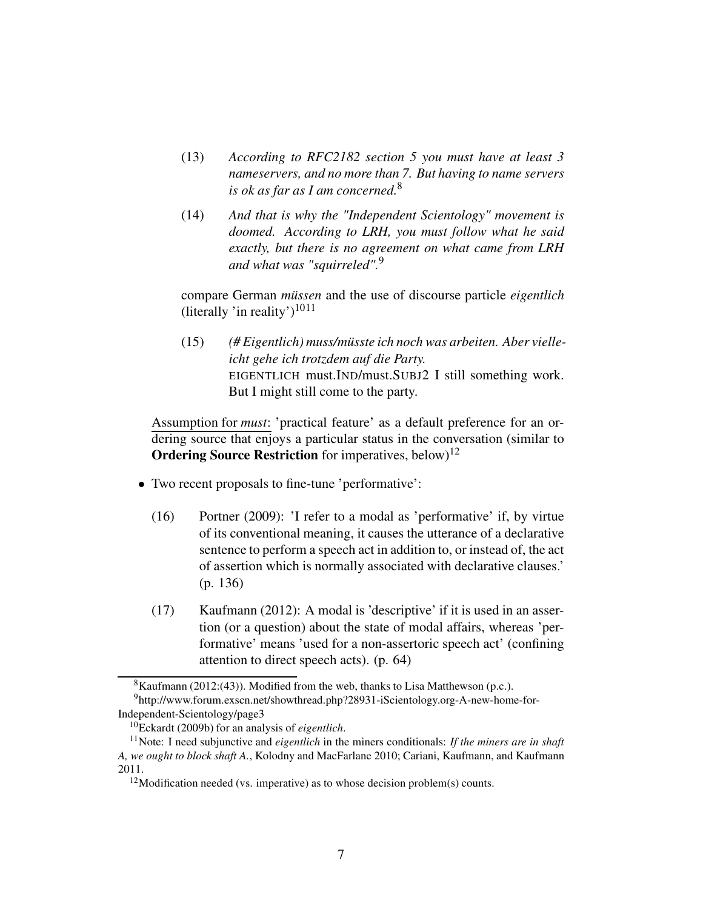(13) *According to RFC2182 section 5 you must have at least 3 nameservers, and no more than 7. But having to name servers is ok as far as I am concerned.*[8]

(14) *And that is why the "Independent Scientology" movement is doomed. According to LRH, you must follow what he said exactly, but there is no agreement on what came from LRH and what was "squirreled".*[9]

compare German *müssen* and the use of discourse particle *eigentlich* (literally 'in reality')[10][11]

(15) *(# Eigentlich) muss/müsste ich noch was arbeiten. Aber vielleicht gehe ich trotzdem auf die Party.*
EIGENTLICH must.IND/must.SUBJ2 I still something work. But I might still come to the party.

Assumption for *must*: 'practical feature' as a default preference for an ordering source that enjoys a particular status in the conversation (similar to **Ordering Source Restriction** for imperatives, below)[12]

- Two recent proposals to fine-tune 'performative':

(16) Portner (2009): 'I refer to a modal as 'performative' if, by virtue of its conventional meaning, it causes the utterance of a declarative sentence to perform a speech act in addition to, or instead of, the act of assertion which is normally associated with declarative clauses.' (p. 136)

(17) Kaufmann (2012): A modal is 'descriptive' if it is used in an assertion (or a question) about the state of modal affairs, whereas 'performative' means 'used for a non-assertoric speech act' (confining attention to direct speech acts). (p. 64)

---

[8] Kaufmann (2012:(43)). Modified from the web, thanks to Lisa Matthewson (p.c.).

[9] http://www.forum.exscn.net/showthread.php?28931-iScientology.org-A-new-home-for-Independent-Scientology/page3

[10] Eckardt (2009b) for an analysis of *eigentlich*.

[11] Note: I need subjunctive and *eigentlich* in the miners conditionals: *If the miners are in shaft A, we ought to block shaft A.*, Kolodny and MacFarlane 2010; Cariani, Kaufmann, and Kaufmann 2011.

[12] Modification needed (vs. imperative) as to whose decision problem(s) counts.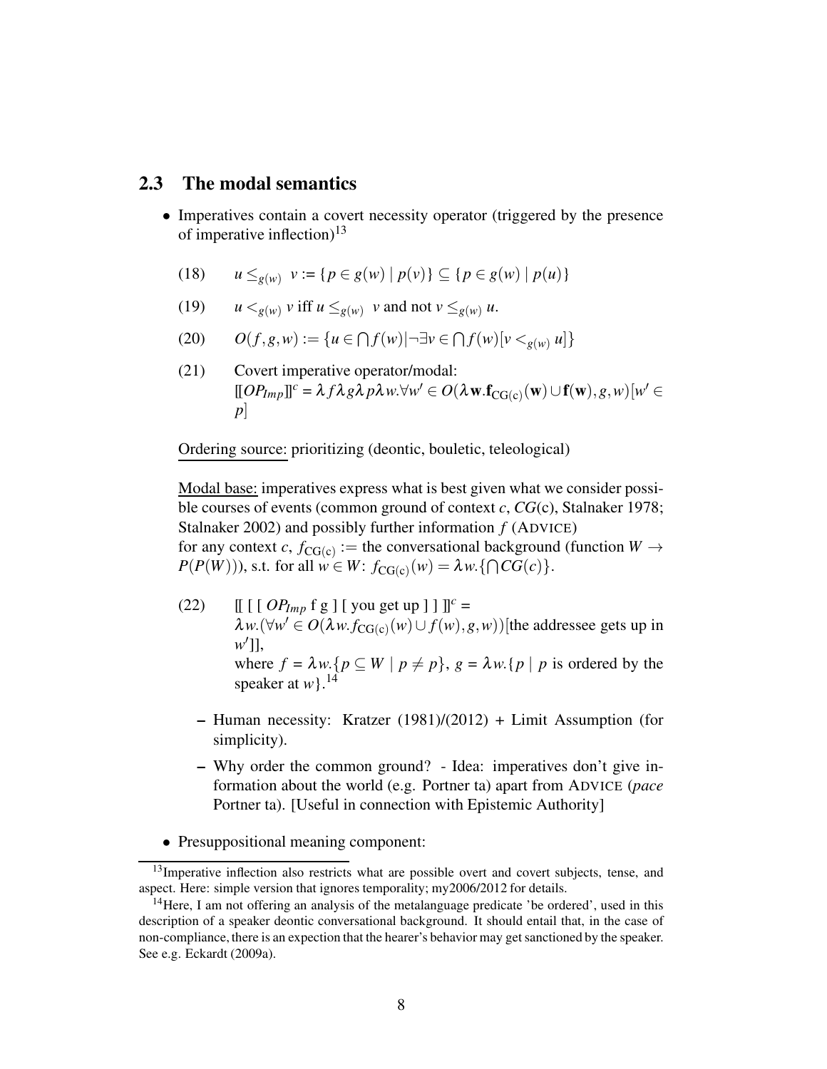## 2.3 The modal semantics

- Imperatives contain a covert necessity operator (triggered by the presence of imperative inflection)[13]

(18) $u \leq_{g(w)} v := \{p \in g(w) \mid p(v)\} \subseteq \{p \in g(w) \mid p(u)\}$

(19) $u <_{g(w)} v$ iff $u \leq_{g(w)} v$ and not $v \leq_{g(w)} u$.

(20) $O(f,g,w) := \{u \in \bigcap f(w) | \neg \exists v \in \bigcap f(w)[v <_{g(w)} u]\}$

(21) Covert imperative operator/modal:
$[\![OP_{Imp}]\!]^c = \lambda f \lambda g \lambda p \lambda w. \forall w' \in O(\lambda \mathbf{w}.\mathbf{f}_{\mathrm{CG(c)}}(\mathbf{w}) \cup \mathbf{f}(\mathbf{w}), g, w)[w' \in p]$

Ordering source: prioritizing (deontic, bouletic, teleological)

Modal base: imperatives express what is best given what we consider possible courses of events (common ground of context $c$, $CG$(c), Stalnaker 1978; Stalnaker 2002) and possibly further information $f$ (ADVICE)
for any context $c$, $f_{\mathrm{CG(c)}} :=$ the conversational background (function $W \rightarrow P(P(W))$), s.t. for all $w \in W$: $f_{\mathrm{CG(c)}}(w) = \lambda w.\{\bigcap CG(c)\}$.

(22) $[\![ [ [ OP_{Imp} \text{ f g } ] [ \text{ you get up } ] ] ]\!]^c =$
$\lambda w.(\forall w' \in O(\lambda w. f_{\mathrm{CG(c)}}(w) \cup f(w), g, w))$[the addressee gets up in $w'$]],
where $f = \lambda w.\{p \subseteq W \mid p \neq p\}$, $g = \lambda w.\{p \mid p$ is ordered by the speaker at $w\}$.[14]

  - Human necessity: Kratzer (1981)/(2012) + Limit Assumption (for simplicity).
  - Why order the common ground? - Idea: imperatives don't give information about the world (e.g. Portner ta) apart from ADVICE (*pace* Portner ta). [Useful in connection with Epistemic Authority]

- Presuppositional meaning component:

[13] Imperative inflection also restricts what are possible overt and covert subjects, tense, and aspect. Here: simple version that ignores temporality; my2006/2012 for details.

[14] Here, I am not offering an analysis of the metalanguage predicate 'be ordered', used in this description of a speaker deontic conversational background. It should entail that, in the case of non-compliance, there is an expection that the hearer's behavior may get sanctioned by the speaker. See e.g. Eckardt (2009a).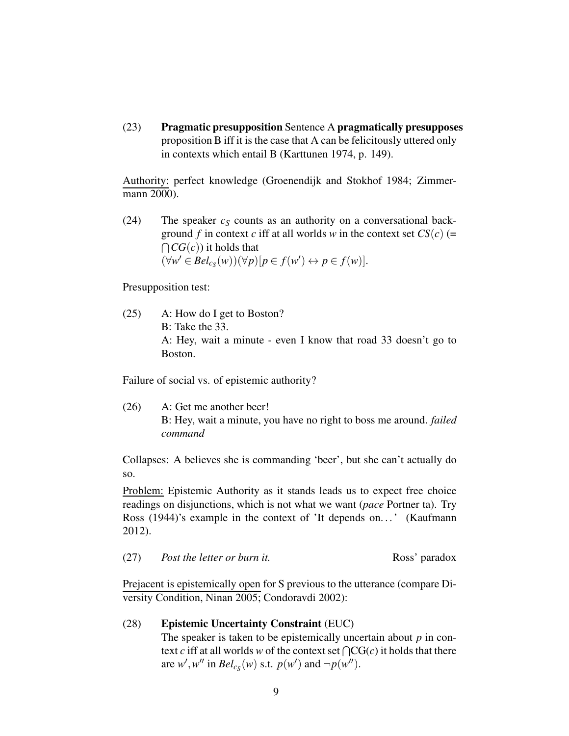(23) **Pragmatic presupposition** Sentence A **pragmatically presupposes** proposition B iff it is the case that A can be felicitously uttered only in contexts which entail B (Karttunen 1974, p. 149).

Authority: perfect knowledge (Groenendijk and Stokhof 1984; Zimmermann 2000).

(24) The speaker $c_S$ counts as an authority on a conversational background $f$ in context $c$ iff at all worlds $w$ in the context set $CS(c)$ (= $\bigcap CG(c)$) it holds that
$(\forall w' \in Bel_{c_S}(w))(\forall p)[p \in f(w') \leftrightarrow p \in f(w)]$.

Presupposition test:

(25) A: How do I get to Boston?
B: Take the 33.
A: Hey, wait a minute - even I know that road 33 doesn't go to Boston.

Failure of social vs. of epistemic authority?

(26) A: Get me another beer!
B: Hey, wait a minute, you have no right to boss me around. *failed command*

Collapses: A believes she is commanding 'beer', but she can't actually do so.

Problem: Epistemic Authority as it stands leads us to expect free choice readings on disjunctions, which is not what we want (*pace* Portner ta). Try Ross (1944)'s example in the context of 'It depends on…' (Kaufmann 2012).

(27) *Post the letter or burn it.* Ross' paradox

Prejacent is epistemically open for S previous to the utterance (compare Diversity Condition, Ninan 2005; Condoravdi 2002):

(28) **Epistemic Uncertainty Constraint** (EUC)
The speaker is taken to be epistemically uncertain about $p$ in context $c$ iff at all worlds $w$ of the context set $\bigcap$CG($c$) it holds that there are $w', w''$ in $Bel_{c_S}(w)$ s.t. $p(w')$ and $\neg p(w'')$.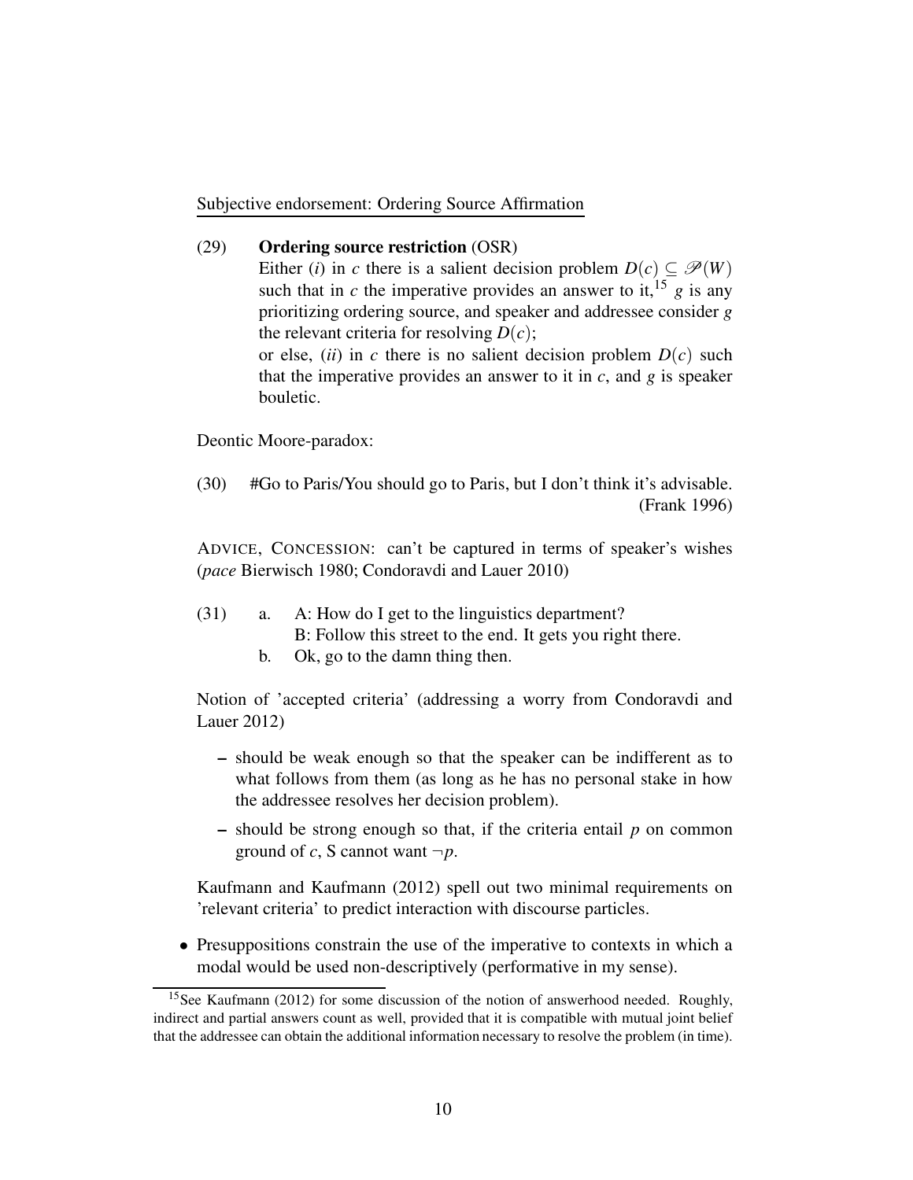Subjective endorsement: Ordering Source Affirmation

(29) **Ordering source restriction** (OSR)
Either (*i*) in *c* there is a salient decision problem $D(c) \subseteq \mathscr{P}(W)$ such that in *c* the imperative provides an answer to it,[15] *g* is any prioritizing ordering source, and speaker and addressee consider *g* the relevant criteria for resolving $D(c)$;
or else, (*ii*) in *c* there is no salient decision problem $D(c)$ such that the imperative provides an answer to it in *c*, and *g* is speaker bouletic.

Deontic Moore-paradox:

(30) #Go to Paris/You should go to Paris, but I don't think it's advisable. (Frank 1996)

ADVICE, CONCESSION: can't be captured in terms of speaker's wishes (*pace* Bierwisch 1980; Condoravdi and Lauer 2010)

(31) a. A: How do I get to the linguistics department?
B: Follow this street to the end. It gets you right there.
b. Ok, go to the damn thing then.

Notion of 'accepted criteria' (addressing a worry from Condoravdi and Lauer 2012)

- should be weak enough so that the speaker can be indifferent as to what follows from them (as long as he has no personal stake in how the addressee resolves her decision problem).
- should be strong enough so that, if the criteria entail *p* on common ground of *c*, S cannot want $\neg p$.

Kaufmann and Kaufmann (2012) spell out two minimal requirements on 'relevant criteria' to predict interaction with discourse particles.

- Presuppositions constrain the use of the imperative to contexts in which a modal would be used non-descriptively (performative in my sense).

[15] See Kaufmann (2012) for some discussion of the notion of answerhood needed. Roughly, indirect and partial answers count as well, provided that it is compatible with mutual joint belief that the addressee can obtain the additional information necessary to resolve the problem (in time).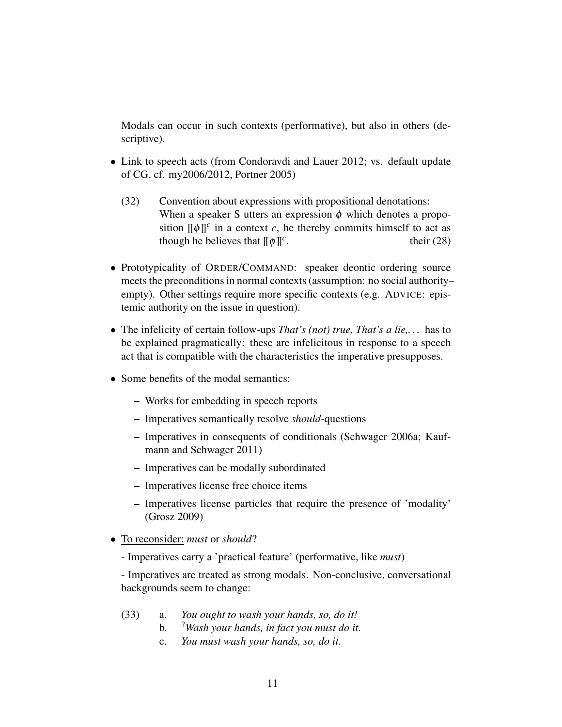Modals can occur in such contexts (performative), but also in others (descriptive).

- Link to speech acts (from Condoravdi and Lauer 2012; vs. default update of CG, cf. my2006/2012, Portner 2005)

  (32) Convention about expressions with propositional denotations:
  When a speaker S utters an expression $\phi$ which denotes a proposition $[\![\phi]\!]^c$ in a context $c$, he thereby commits himself to act as though he believes that $[\![\phi]\!]^c$. their (28)

- Prototypicality of ORDER/COMMAND: speaker deontic ordering source meets the preconditions in normal contexts (assumption: no social authority–empty). Other settings require more specific contexts (e.g. ADVICE: epistemic authority on the issue in question).

- The infelicity of certain follow-ups *That's (not) true, That's a lie,...* has to be explained pragmatically: these are infelicitous in response to a speech act that is compatible with the characteristics the imperative presupposes.

- Some benefits of the modal semantics:
  - Works for embedding in speech reports
  - Imperatives semantically resolve *should*-questions
  - Imperatives in consequents of conditionals (Schwager 2006a; Kaufmann and Schwager 2011)
  - Imperatives can be modally subordinated
  - Imperatives license free choice items
  - Imperatives license particles that require the presence of 'modality' (Grosz 2009)

- <u>To reconsider:</u> *must* or *should*?

  - Imperatives carry a 'practical feature' (performative, like *must*)

  - Imperatives are treated as strong modals. Non-conclusive, conversational backgrounds seem to change:

  (33) a. *You ought to wash your hands, so, do it!*
  b. ?*Wash your hands, in fact you must do it.*
  c. *You must wash your hands, so, do it.*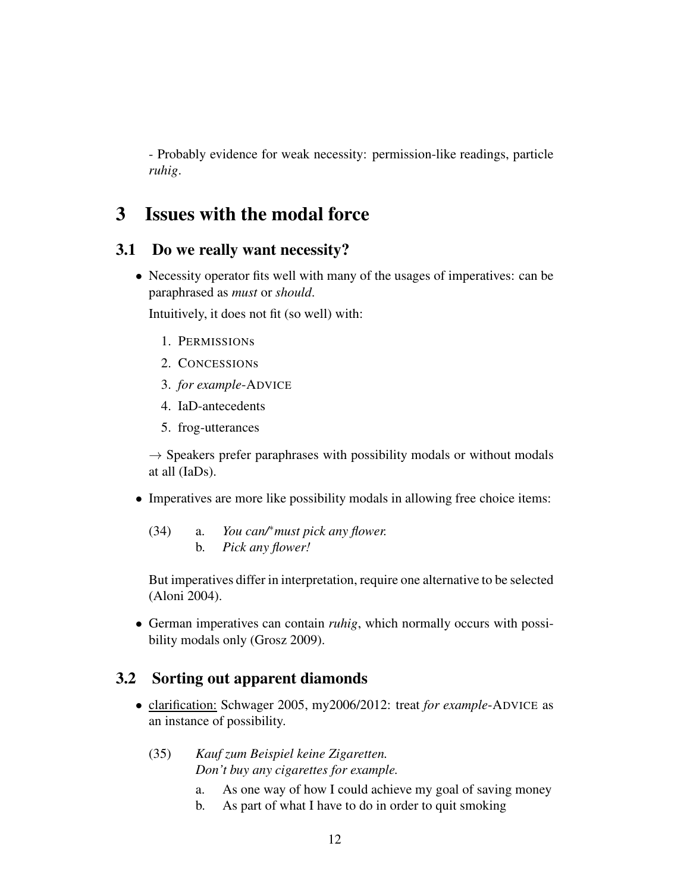- Probably evidence for weak necessity: permission-like readings, particle *ruhig*.

# 3 Issues with the modal force

## 3.1 Do we really want necessity?

- Necessity operator fits well with many of the usages of imperatives: can be paraphrased as *must* or *should*.

  Intuitively, it does not fit (so well) with:

  1. PERMISSIONs
  2. CONCESSIONs
  3. *for example*-ADVICE
  4. IaD-antecedents
  5. frog-utterances

  → Speakers prefer paraphrases with possibility modals or without modals at all (IaDs).

- Imperatives are more like possibility modals in allowing free choice items:

  (34) a. *You can/\*must pick any flower.*
  b. *Pick any flower!*

  But imperatives differ in interpretation, require one alternative to be selected (Aloni 2004).

- German imperatives can contain *ruhig*, which normally occurs with possibility modals only (Grosz 2009).

## 3.2 Sorting out apparent diamonds

- clarification: Schwager 2005, my2006/2012: treat *for example*-ADVICE as an instance of possibility.

  (35) *Kauf zum Beispiel keine Zigaretten.*
  *Don't buy any cigarettes for example.*

  a. As one way of how I could achieve my goal of saving money
  b. As part of what I have to do in order to quit smoking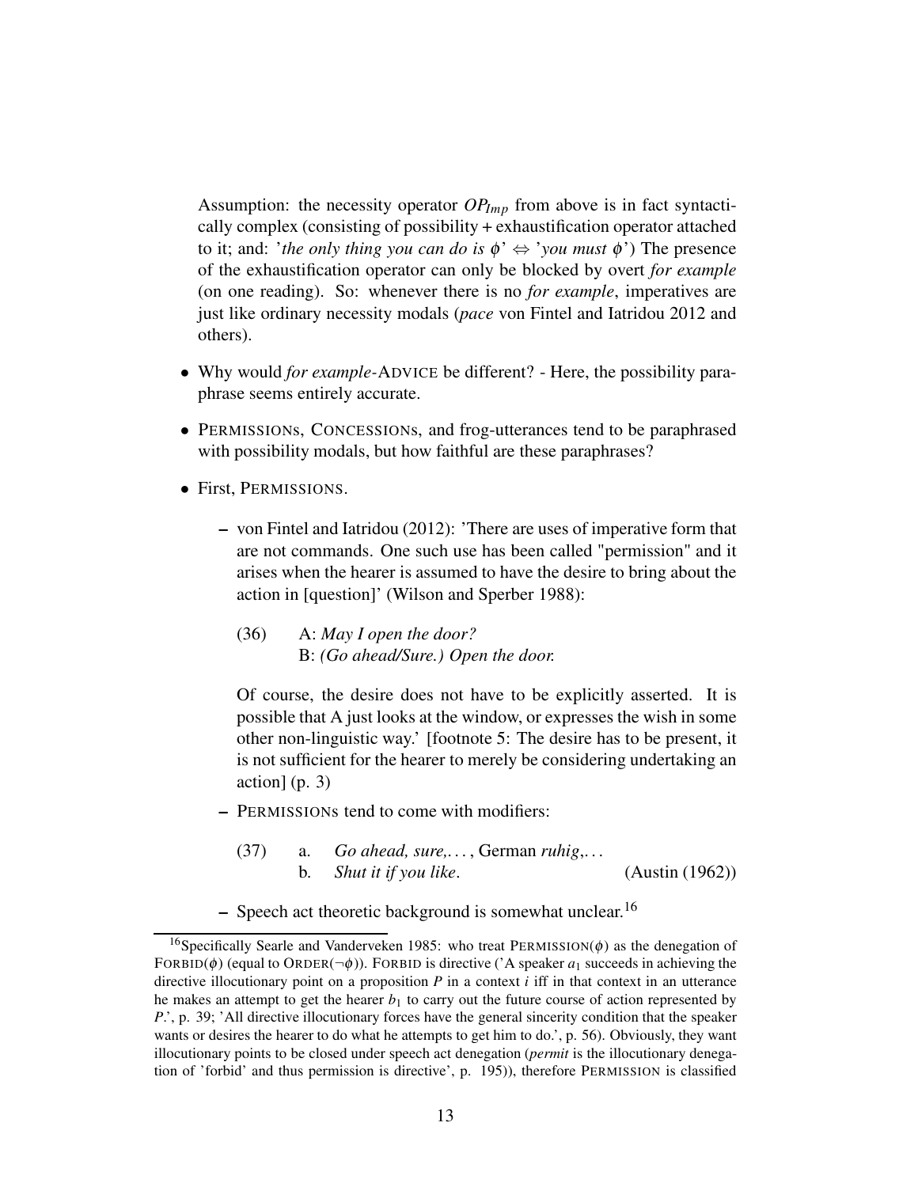Assumption: the necessity operator $OP_{Imp}$ from above is in fact syntactically complex (consisting of possibility + exhaustification operator attached to it; and: '*the only thing you can do is* $\phi$' $\Leftrightarrow$ '*you must* $\phi$') The presence of the exhaustification operator can only be blocked by overt *for example* (on one reading). So: whenever there is no *for example*, imperatives are just like ordinary necessity modals (*pace* von Fintel and Iatridou 2012 and others).

- Why would *for example*-ADVICE be different? - Here, the possibility paraphrase seems entirely accurate.
- PERMISSIONs, CONCESSIONs, and frog-utterances tend to be paraphrased with possibility modals, but how faithful are these paraphrases?
- First, PERMISSIONS.
  - von Fintel and Iatridou (2012): 'There are uses of imperative form that are not commands. One such use has been called "permission" and it arises when the hearer is assumed to have the desire to bring about the action in [question]' (Wilson and Sperber 1988):

    (36) A: *May I open the door?*
    B: *(Go ahead/Sure.) Open the door.*

    Of course, the desire does not have to be explicitly asserted. It is possible that A just looks at the window, or expresses the wish in some other non-linguistic way.' [footnote 5: The desire has to be present, it is not sufficient for the hearer to merely be considering undertaking an action] (p. 3)
  - PERMISSIONs tend to come with modifiers:

    (37) a. *Go ahead, sure,...*, German *ruhig,...*
    b. *Shut it if you like.* (Austin (1962))
  - Speech act theoretic background is somewhat unclear.[16]

[16]Specifically Searle and Vanderveken 1985: who treat PERMISSION($\phi$) as the denegation of FORBID($\phi$) (equal to ORDER($\neg\phi$)). FORBID is directive ('A speaker $a_1$ succeeds in achieving the directive illocutionary point on a proposition $P$ in a context $i$ iff in that context in an utterance he makes an attempt to get the hearer $b_1$ to carry out the future course of action represented by $P$.', p. 39; 'All directive illocutionary forces have the general sincerity condition that the speaker wants or desires the hearer to do what he attempts to get him to do.', p. 56). Obviously, they want illocutionary points to be closed under speech act denegation (*permit* is the illocutionary denegation of 'forbid' and thus permission is directive', p. 195)), therefore PERMISSION is classified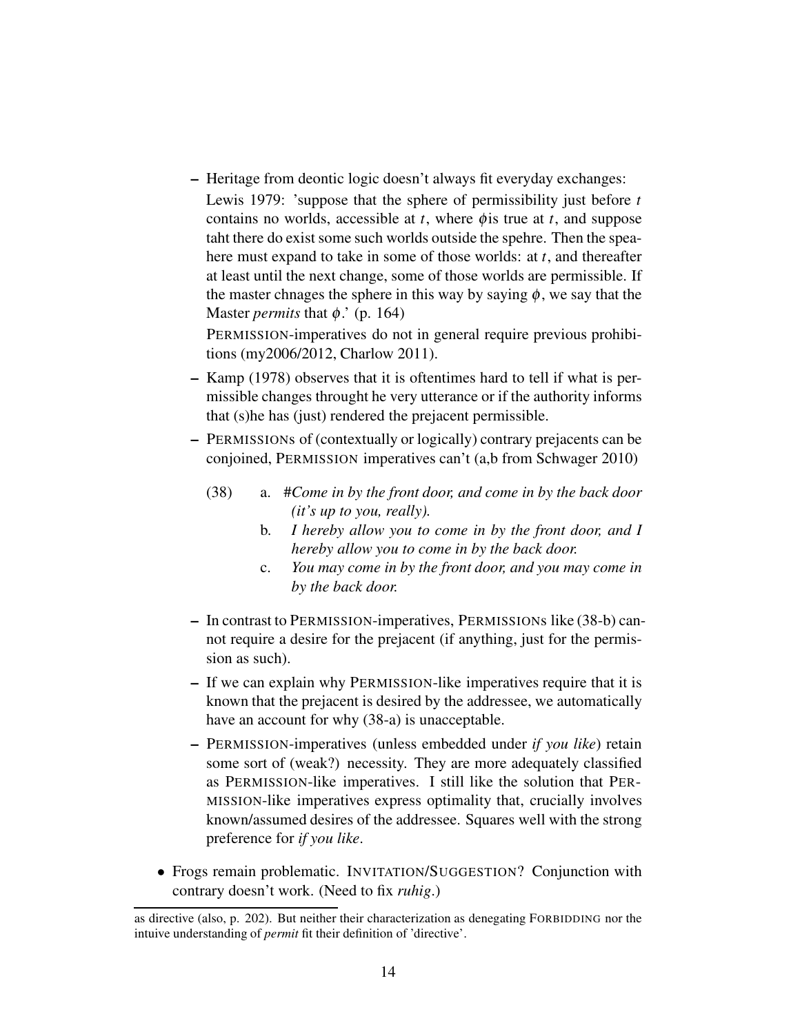- Heritage from deontic logic doesn't always fit everyday exchanges:

  Lewis 1979: 'suppose that the sphere of permissibility just before $t$ contains no worlds, accessible at $t$, where $\phi$is true at $t$, and suppose taht there do exist some such worlds outside the spehre. Then the speahere must expand to take in some of those worlds: at $t$, and thereafter at least until the next change, some of those worlds are permissible. If the master chnages the sphere in this way by saying $\phi$, we say that the Master *permits* that $\phi$.' (p. 164)

  PERMISSION-imperatives do not in general require previous prohibitions (my2006/2012, Charlow 2011).

- Kamp (1978) observes that it is oftentimes hard to tell if what is permissible changes throught he very utterance or if the authority informs that (s)he has (just) rendered the prejacent permissible.

- PERMISSIONs of (contextually or logically) contrary prejacents can be conjoined, PERMISSION imperatives can't (a,b from Schwager 2010)

  (38) a. #*Come in by the front door, and come in by the back door (it's up to you, really).*

  b. *I hereby allow you to come in by the front door, and I hereby allow you to come in by the back door.*

  c. *You may come in by the front door, and you may come in by the back door.*

- In contrast to PERMISSION-imperatives, PERMISSIONs like (38-b) cannot require a desire for the prejacent (if anything, just for the permission as such).

- If we can explain why PERMISSION-like imperatives require that it is known that the prejacent is desired by the addressee, we automatically have an account for why (38-a) is unacceptable.

- PERMISSION-imperatives (unless embedded under *if you like*) retain some sort of (weak?) necessity. They are more adequately classified as PERMISSION-like imperatives. I still like the solution that PERMISSION-like imperatives express optimality that, crucially involves known/assumed desires of the addressee. Squares well with the strong preference for *if you like*.

- Frogs remain problematic. INVITATION/SUGGESTION? Conjunction with contrary doesn't work. (Need to fix *ruhig*.)

---

as directive (also, p. 202). But neither their characterization as denegating FORBIDDING nor the intuive understanding of *permit* fit their definition of 'directive'.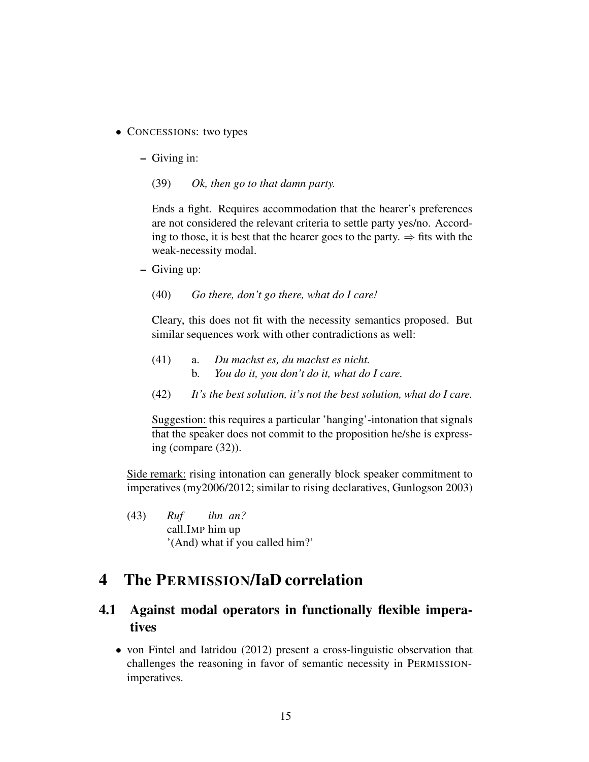- CONCESSIONs: two types
  - Giving in:

    (39) *Ok, then go to that damn party.*

    Ends a fight. Requires accommodation that the hearer's preferences are not considered the relevant criteria to settle party yes/no. According to those, it is best that the hearer goes to the party. ⇒ fits with the weak-necessity modal.

  - Giving up:

    (40) *Go there, don't go there, what do I care!*

    Cleary, this does not fit with the necessity semantics proposed. But similar sequences work with other contradictions as well:

    (41) a. *Du machst es, du machst es nicht.*
    b. *You do it, you don't do it, what do I care.*

    (42) *It's the best solution, it's not the best solution, what do I care.*

    Suggestion: this requires a particular 'hanging'-intonation that signals that the speaker does not commit to the proposition he/she is expressing (compare (32)).

  Side remark: rising intonation can generally block speaker commitment to imperatives (my2006/2012; similar to rising declaratives, Gunlogson 2003)

  (43) *Ruf ihn an?*
  call.IMP him up
  '(And) what if you called him?'

# 4 The PERMISSION/IaD correlation

## 4.1 Against modal operators in functionally flexible imperatives

- von Fintel and Iatridou (2012) present a cross-linguistic observation that challenges the reasoning in favor of semantic necessity in PERMISSION-imperatives.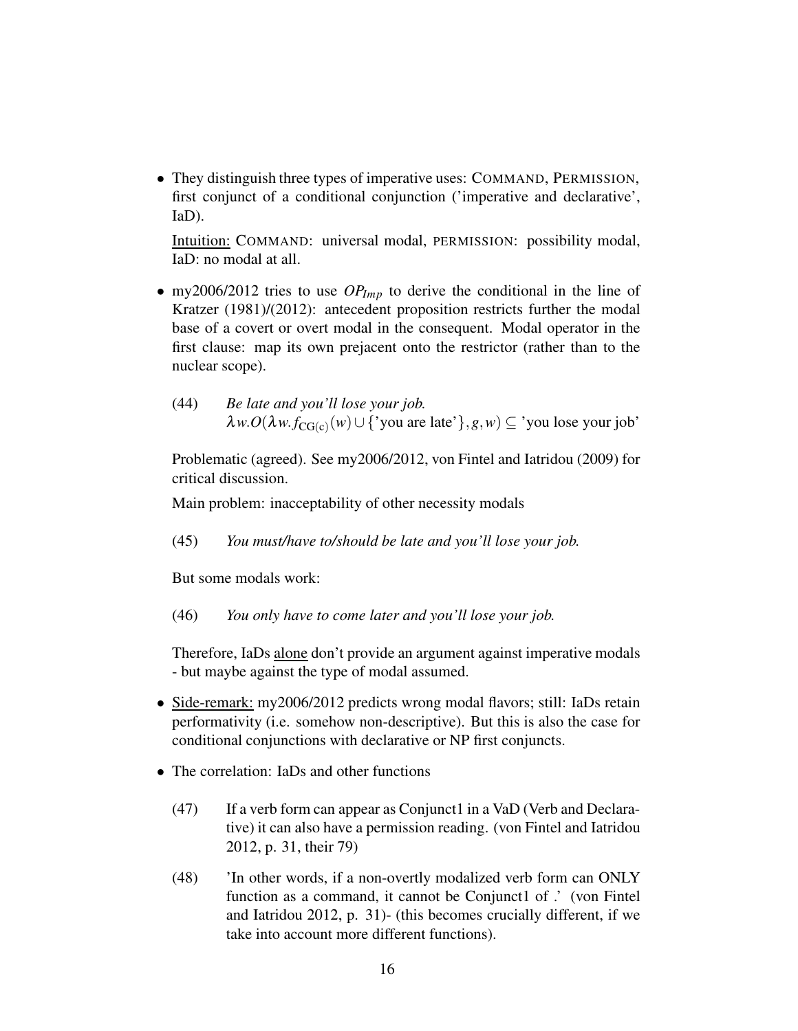- They distinguish three types of imperative uses: COMMAND, PERMISSION, first conjunct of a conditional conjunction ('imperative and declarative', IaD).

  <u>Intuition:</u> COMMAND: universal modal, PERMISSION: possibility modal, IaD: no modal at all.

- my2006/2012 tries to use $OP_{Imp}$ to derive the conditional in the line of Kratzer (1981)/(2012): antecedent proposition restricts further the modal base of a covert or overt modal in the consequent. Modal operator in the first clause: map its own prejacent onto the restrictor (rather than to the nuclear scope).

  (44) *Be late and you'll lose your job.*
  $\lambda w.O(\lambda w.f_{\mathrm{CG(c)}}(w) \cup \{\text{'you are late'}\}, g, w) \subseteq \text{'you lose your job'}$

  Problematic (agreed). See my2006/2012, von Fintel and Iatridou (2009) for critical discussion.

  Main problem: inacceptability of other necessity modals

  (45) *You must/have to/should be late and you'll lose your job.*

  But some modals work:

  (46) *You only have to come later and you'll lose your job.*

  Therefore, IaDs <u>alone</u> don't provide an argument against imperative modals - but maybe against the type of modal assumed.

- <u>Side-remark:</u> my2006/2012 predicts wrong modal flavors; still: IaDs retain performativity (i.e. somehow non-descriptive). But this is also the case for conditional conjunctions with declarative or NP first conjuncts.

- The correlation: IaDs and other functions

  (47) If a verb form can appear as Conjunct1 in a VaD (Verb and Declarative) it can also have a permission reading. (von Fintel and Iatridou 2012, p. 31, their 79)

  (48) 'In other words, if a non-overtly modalized verb form can ONLY function as a command, it cannot be Conjunct1 of .' (von Fintel and Iatridou 2012, p. 31)- (this becomes crucially different, if we take into account more different functions).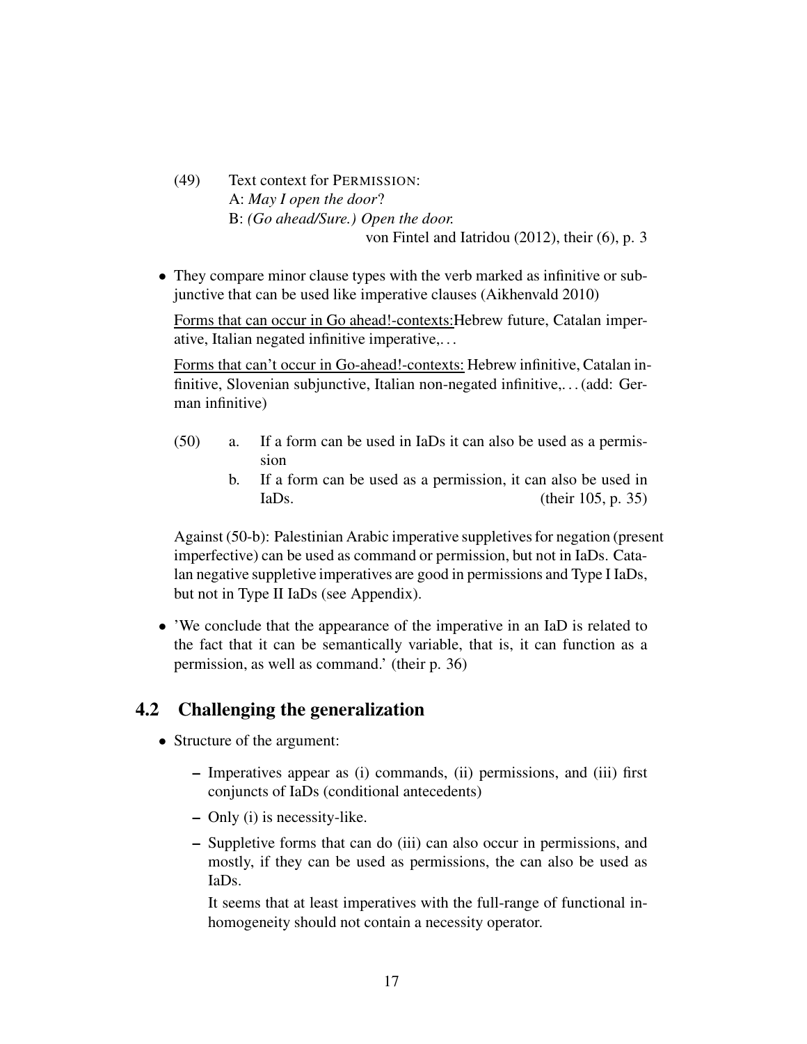(49) Text context for PERMISSION:
A: *May I open the door?*
B: *(Go ahead/Sure.) Open the door.*
von Fintel and Iatridou (2012), their (6), p. 3

- They compare minor clause types with the verb marked as infinitive or subjunctive that can be used like imperative clauses (Aikhenvald 2010)

  Forms that can occur in Go ahead!-contexts:Hebrew future, Catalan imperative, Italian negated infinitive imperative,. . .

  Forms that can't occur in Go-ahead!-contexts: Hebrew infinitive, Catalan infinitive, Slovenian subjunctive, Italian non-negated infinitive,. . . (add: German infinitive)

(50) a. If a form can be used in IaDs it can also be used as a permission
b. If a form can be used as a permission, it can also be used in IaDs. (their 105, p. 35)

  Against (50-b): Palestinian Arabic imperative suppletives for negation (present imperfective) can be used as command or permission, but not in IaDs. Catalan negative suppletive imperatives are good in permissions and Type I IaDs, but not in Type II IaDs (see Appendix).

- 'We conclude that the appearance of the imperative in an IaD is related to the fact that it can be semantically variable, that is, it can function as a permission, as well as command.' (their p. 36)

## 4.2 Challenging the generalization

- Structure of the argument:
  - Imperatives appear as (i) commands, (ii) permissions, and (iii) first conjuncts of IaDs (conditional antecedents)
  - Only (i) is necessity-like.
  - Suppletive forms that can do (iii) can also occur in permissions, and mostly, if they can be used as permissions, the can also be used as IaDs.

    It seems that at least imperatives with the full-range of functional inhomogeneity should not contain a necessity operator.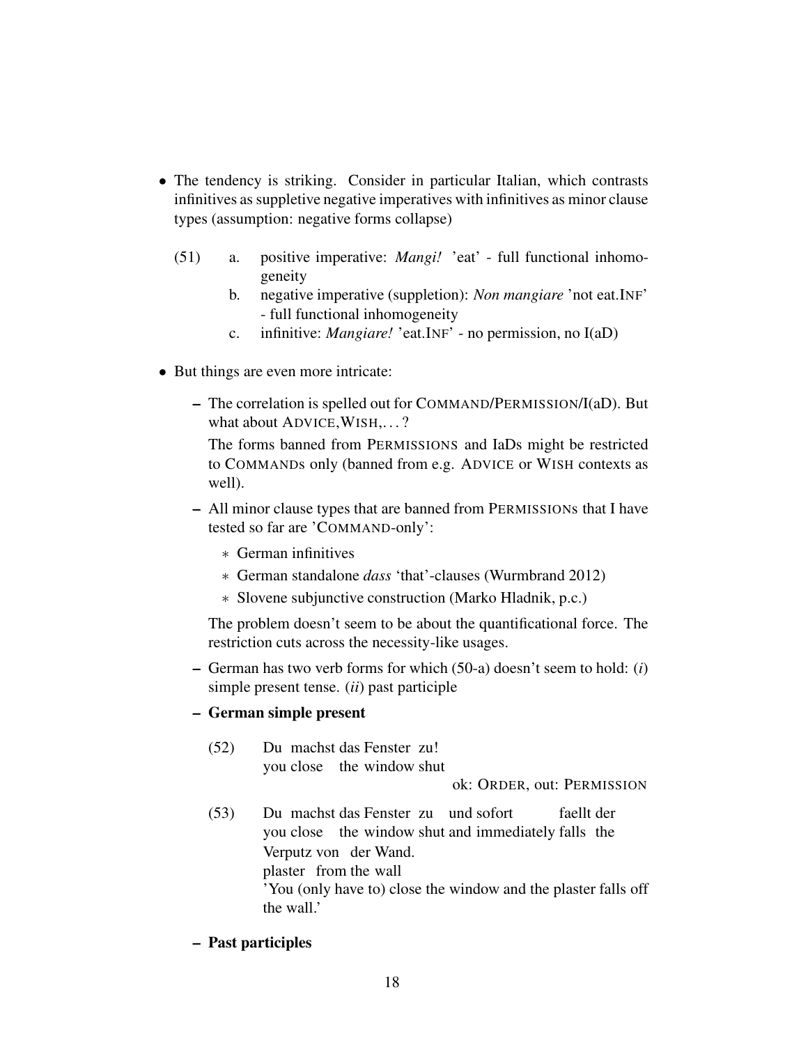- The tendency is striking. Consider in particular Italian, which contrasts infinitives as suppletive negative imperatives with infinitives as minor clause types (assumption: negative forms collapse)

(51) a. positive imperative: *Mangi!* 'eat' - full functional inhomogeneity

b. negative imperative (suppletion): *Non mangiare* 'not eat.INF' - full functional inhomogeneity

c. infinitive: *Mangiare!* 'eat.INF' - no permission, no I(aD)

- But things are even more intricate:
  - The correlation is spelled out for COMMAND/PERMISSION/I(aD). But what about ADVICE,WISH,...?

    The forms banned from PERMISSIONS and IaDs might be restricted to COMMANDs only (banned from e.g. ADVICE or WISH contexts as well).
  - All minor clause types that are banned from PERMISSIONs that I have tested so far are 'COMMAND-only':
    - German infinitives
    - German standalone *dass* 'that'-clauses (Wurmbrand 2012)
    - Slovene subjunctive construction (Marko Hladnik, p.c.)

    The problem doesn't seem to be about the quantificational force. The restriction cuts across the necessity-like usages.
  - German has two verb forms for which (50-a) doesn't seem to hold: (*i*) simple present tense. (*ii*) past participle
  - **German simple present**

(52) Du machst das Fenster zu!
you close the window shut
ok: ORDER, out: PERMISSION

(53) Du machst das Fenster zu und sofort faellt der Verputz von der Wand.
you close the window shut and immediately falls the plaster from the wall
'You (only have to) close the window and the plaster falls off the wall.'

  - **Past participles**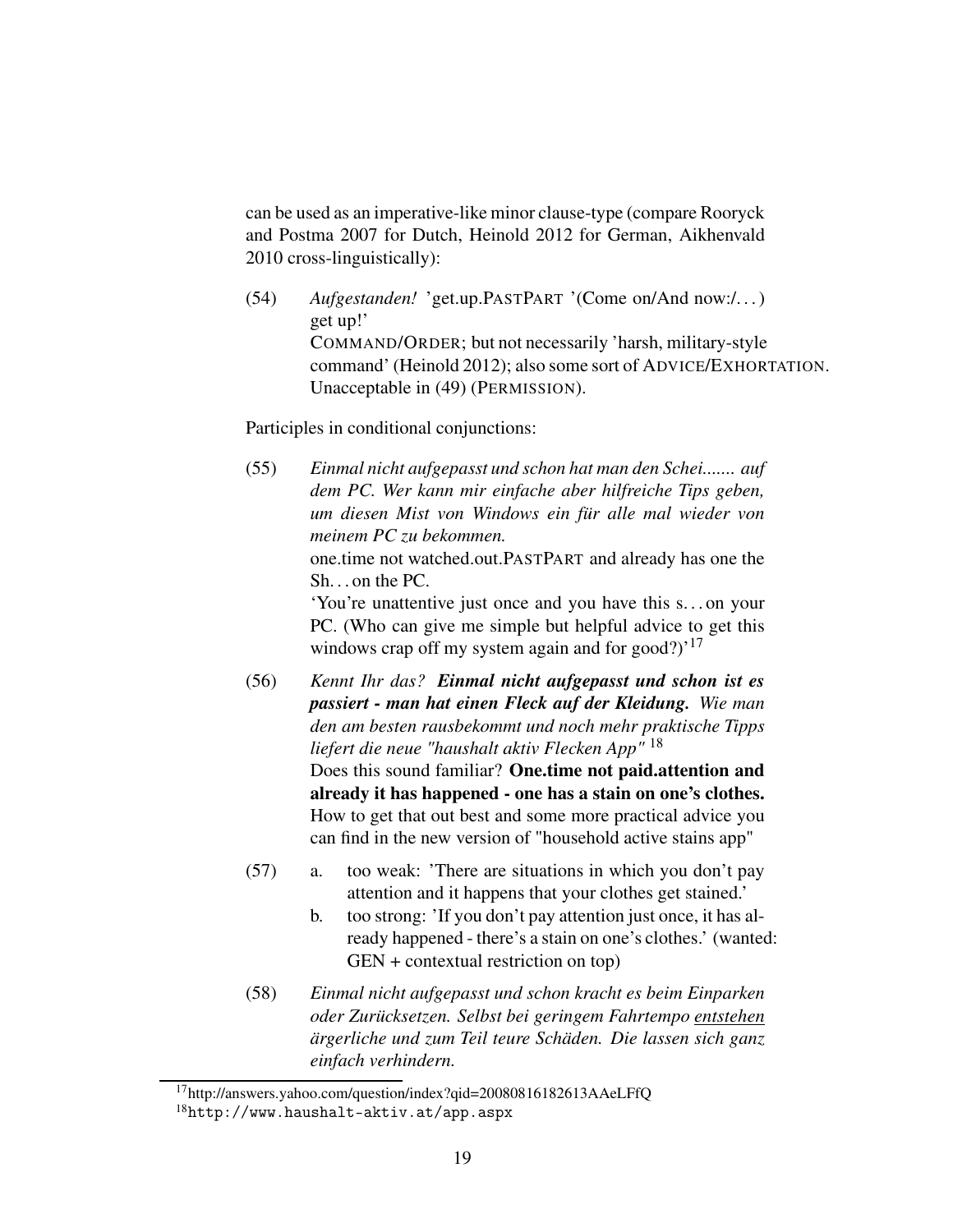can be used as an imperative-like minor clause-type (compare Rooryck and Postma 2007 for Dutch, Heinold 2012 for German, Aikhenvald 2010 cross-linguistically):

(54) *Aufgestanden!* 'get.up.PASTPART '(Come on/And now:/...) get up!'
COMMAND/ORDER; but not necessarily 'harsh, military-style command' (Heinold 2012); also some sort of ADVICE/EXHORTATION. Unacceptable in (49) (PERMISSION).

Participles in conditional conjunctions:

(55) *Einmal nicht aufgepasst und schon hat man den Schei....... auf dem PC. Wer kann mir einfache aber hilfreiche Tips geben, um diesen Mist von Windows ein für alle mal wieder von meinem PC zu bekommen.*
one.time not watched.out.PASTPART and already has one the Sh... on the PC.
'You're unattentive just once and you have this s... on your PC. (Who can give me simple but helpful advice to get this windows crap off my system again and for good?)'[17]

(56) *Kennt Ihr das?* ***Einmal nicht aufgepasst und schon ist es passiert - man hat einen Fleck auf der Kleidung.*** *Wie man den am besten rausbekommt und noch mehr praktische Tipps liefert die neue "haushalt aktiv Flecken App"* [18]
Does this sound familiar? **One.time not paid.attention and already it has happened - one has a stain on one's clothes.** How to get that out best and some more practical advice you can find in the new version of "household active stains app"

(57) a. too weak: 'There are situations in which you don't pay attention and it happens that your clothes get stained.'
b. too strong: 'If you don't pay attention just once, it has already happened - there's a stain on one's clothes.' (wanted: GEN + contextual restriction on top)

(58) *Einmal nicht aufgepasst und schon kracht es beim Einparken oder Zurücksetzen. Selbst bei geringem Fahrtempo* <u>*entstehen*</u> *ärgerliche und zum Teil teure Schäden. Die lassen sich ganz einfach verhindern.*

[17] http://answers.yahoo.com/question/index?qid=20080816182613AAeLFfQ
[18] http://www.haushalt-aktiv.at/app.aspx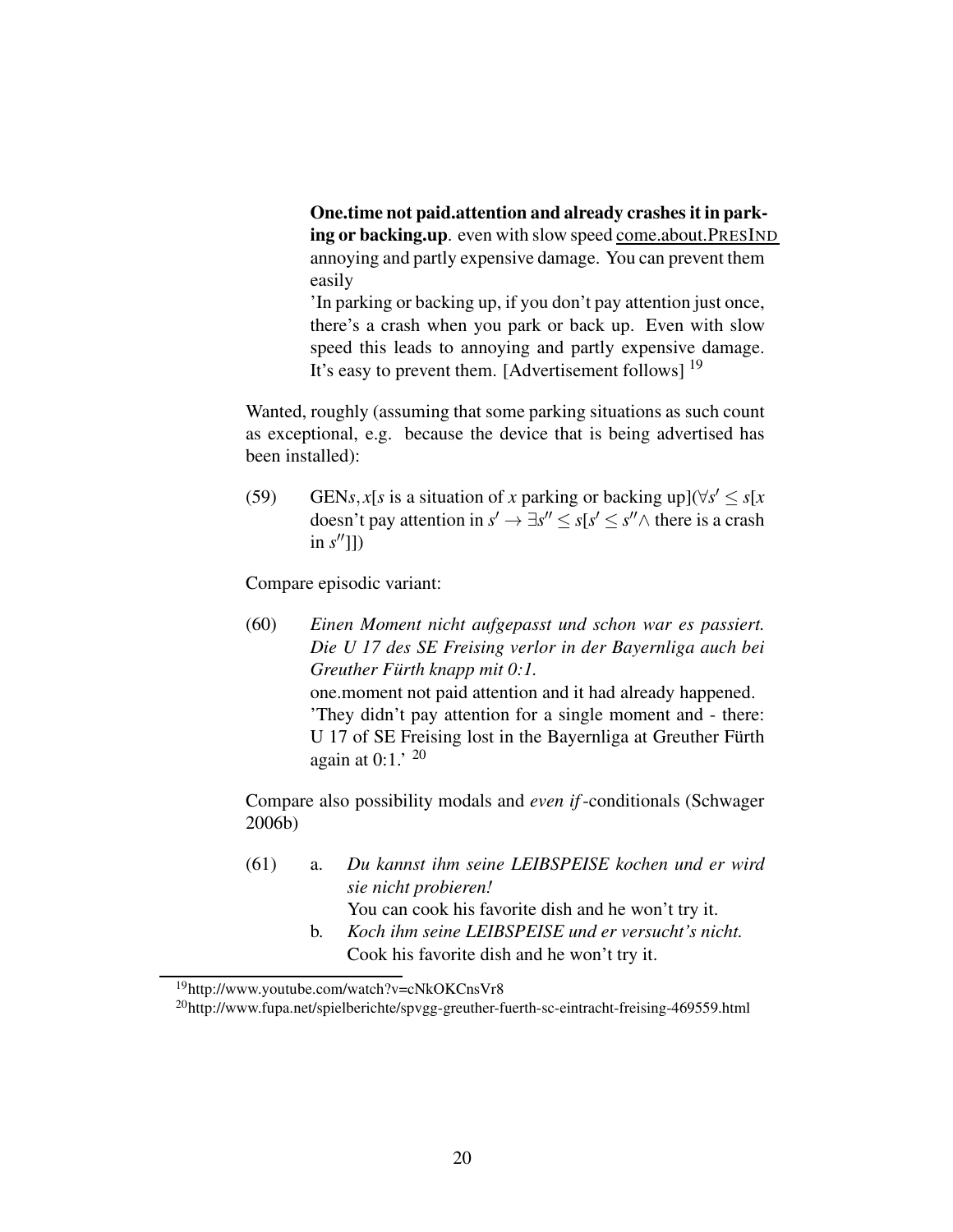**One.time not paid.attention and already crashes it in parking or backing.up**. even with slow speed <u>come.about.PRESIND</u> annoying and partly expensive damage. You can prevent them easily

'In parking or backing up, if you don't pay attention just once, there's a crash when you park or back up. Even with slow speed this leads to annoying and partly expensive damage. It's easy to prevent them. [Advertisement follows] [19]

Wanted, roughly (assuming that some parking situations as such count as exceptional, e.g. because the device that is being advertised has been installed):

(59) GEN$s, x$[$s$ is a situation of $x$ parking or backing up]($\forall s' \leq s$[$x$ doesn't pay attention in $s' \rightarrow \exists s'' \leq s[s' \leq s'' \wedge$ there is a crash in $s''$]])

Compare episodic variant:

(60) *Einen Moment nicht aufgepasst und schon war es passiert. Die U 17 des SE Freising verlor in der Bayernliga auch bei Greuther Fürth knapp mit 0:1.*
one.moment not paid attention and it had already happened.
'They didn't pay attention for a single moment and - there: U 17 of SE Freising lost in the Bayernliga at Greuther Fürth again at 0:1.' [20]

Compare also possibility modals and *even if*-conditionals (Schwager 2006b)

(61) a. *Du kannst ihm seine LEIBSPEISE kochen und er wird sie nicht probieren!*
You can cook his favorite dish and he won't try it.

b. *Koch ihm seine LEIBSPEISE und er versucht's nicht.*
Cook his favorite dish and he won't try it.

[19] http://www.youtube.com/watch?v=cNkOKCnsVr8

[20] http://www.fupa.net/spielberichte/spvgg-greuther-fuerth-sc-eintracht-freising-469559.html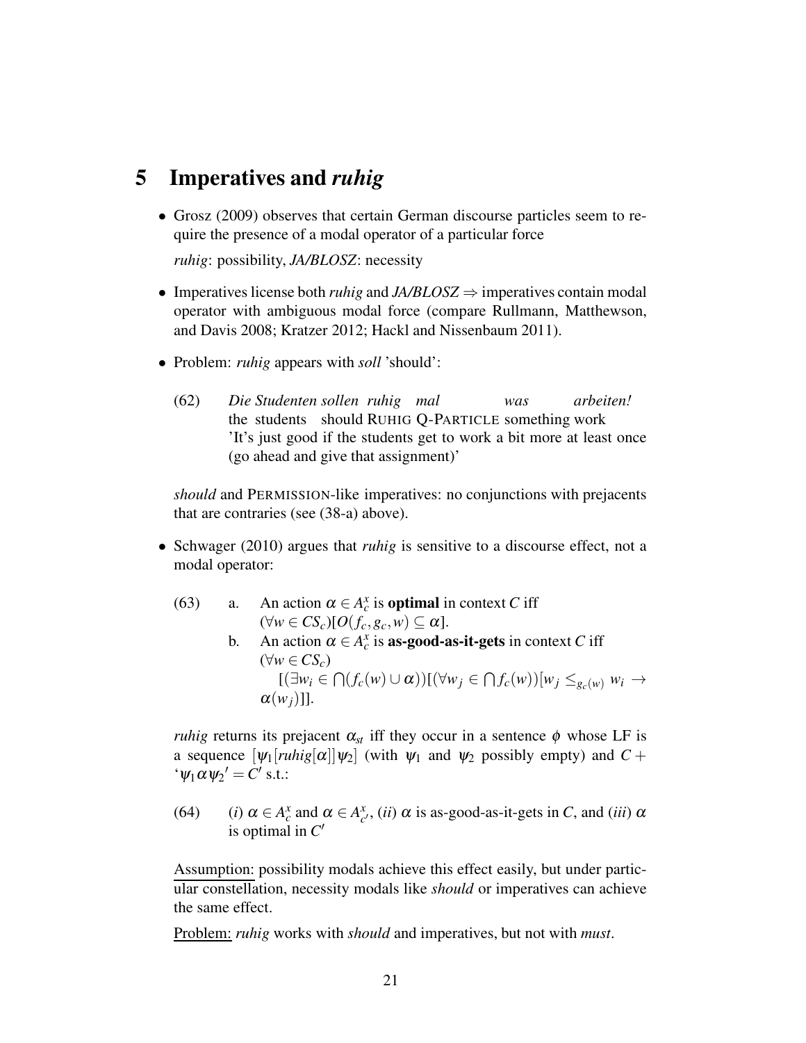# 5 Imperatives and *ruhig*

- Grosz (2009) observes that certain German discourse particles seem to require the presence of a modal operator of a particular force

  *ruhig*: possibility, *JA/BLOSZ*: necessity

- Imperatives license both *ruhig* and *JA/BLOSZ* ⇒ imperatives contain modal operator with ambiguous modal force (compare Rullmann, Matthewson, and Davis 2008; Kratzer 2012; Hackl and Nissenbaum 2011).

- Problem: *ruhig* appears with *soll* 'should':

  (62) *Die Studenten sollen ruhig mal was arbeiten!*
  the students should RUHIG Q-PARTICLE something work
  'It's just good if the students get to work a bit more at least once (go ahead and give that assignment)'

  *should* and PERMISSION-like imperatives: no conjunctions with prejacents that are contraries (see (38-a) above).

- Schwager (2010) argues that *ruhig* is sensitive to a discourse effect, not a modal operator:

  (63) a. An action $\alpha \in A^x_c$ is **optimal** in context $C$ iff $(\forall w \in CS_c)[O(f_c, g_c, w) \subseteq \alpha]$.

  b. An action $\alpha \in A^x_c$ is **as-good-as-it-gets** in context $C$ iff $(\forall w \in CS_c)$ $[(\exists w_i \in \bigcap(f_c(w) \cup \alpha))[(\forall w_j \in \bigcap f_c(w))[w_j \leq_{g_c(w)} w_i \rightarrow \alpha(w_j)]]$.

  *ruhig* returns its prejacent $\alpha_{st}$ iff they occur in a sentence $\phi$ whose LF is a sequence $[\psi_1[ruhig[\alpha]]\psi_2]$ (with $\psi_1$ and $\psi_2$ possibly empty) and $C +$ '$\psi_1 \alpha \psi_2$' $= C'$ s.t.:

  (64) (*i*) $\alpha \in A^x_c$ and $\alpha \in A^x_{c'}$, (*ii*) $\alpha$ is as-good-as-it-gets in $C$, and (*iii*) $\alpha$ is optimal in $C'$

  Assumption: possibility modals achieve this effect easily, but under particular constellation, necessity modals like *should* or imperatives can achieve the same effect.

  Problem: *ruhig* works with *should* and imperatives, but not with *must*.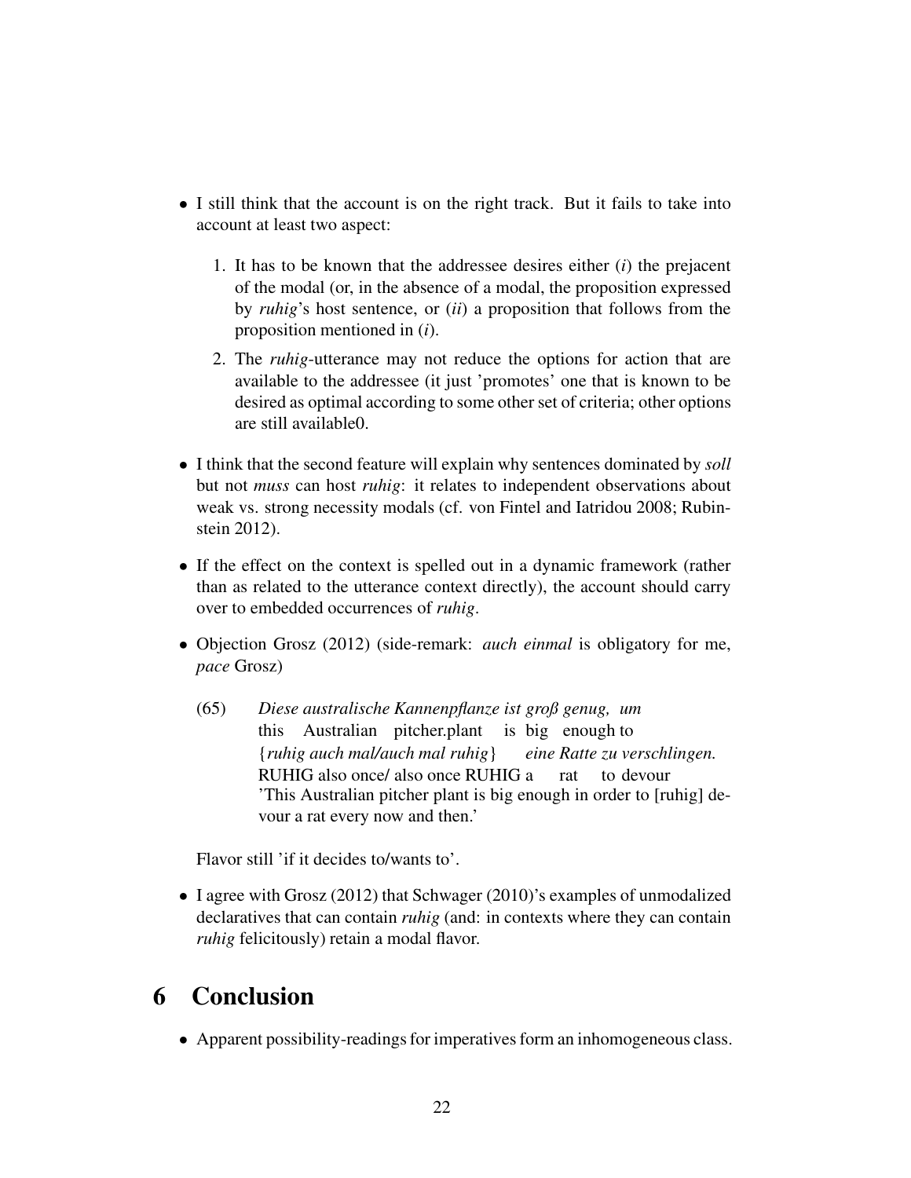- I still think that the account is on the right track. But it fails to take into account at least two aspect:

    1. It has to be known that the addressee desires either (*i*) the prejacent of the modal (or, in the absence of a modal, the proposition expressed by *ruhig*'s host sentence, or (*ii*) a proposition that follows from the proposition mentioned in (*i*).
    2. The *ruhig*-utterance may not reduce the options for action that are available to the addressee (it just 'promotes' one that is known to be desired as optimal according to some other set of criteria; other options are still available0.

- I think that the second feature will explain why sentences dominated by *soll* but not *muss* can host *ruhig*: it relates to independent observations about weak vs. strong necessity modals (cf. von Fintel and Iatridou 2008; Rubinstein 2012).

- If the effect on the context is spelled out in a dynamic framework (rather than as related to the utterance context directly), the account should carry over to embedded occurrences of *ruhig*.

- Objection Grosz (2012) (side-remark: *auch einmal* is obligatory for me, *pace* Grosz)

    (65) *Diese australische Kannenpflanze ist groß genug, um*
    this Australian pitcher.plant is big enough to
    {*ruhig auch mal/auch mal ruhig*} *eine Ratte zu verschlingen.*
    RUHIG also once/ also once RUHIG a rat to devour
    'This Australian pitcher plant is big enough in order to [ruhig] devour a rat every now and then.'

    Flavor still 'if it decides to/wants to'.

- I agree with Grosz (2012) that Schwager (2010)'s examples of unmodalized declaratives that can contain *ruhig* (and: in contexts where they can contain *ruhig* felicitously) retain a modal flavor.

# 6 Conclusion

- Apparent possibility-readings for imperatives form an inhomogeneous class.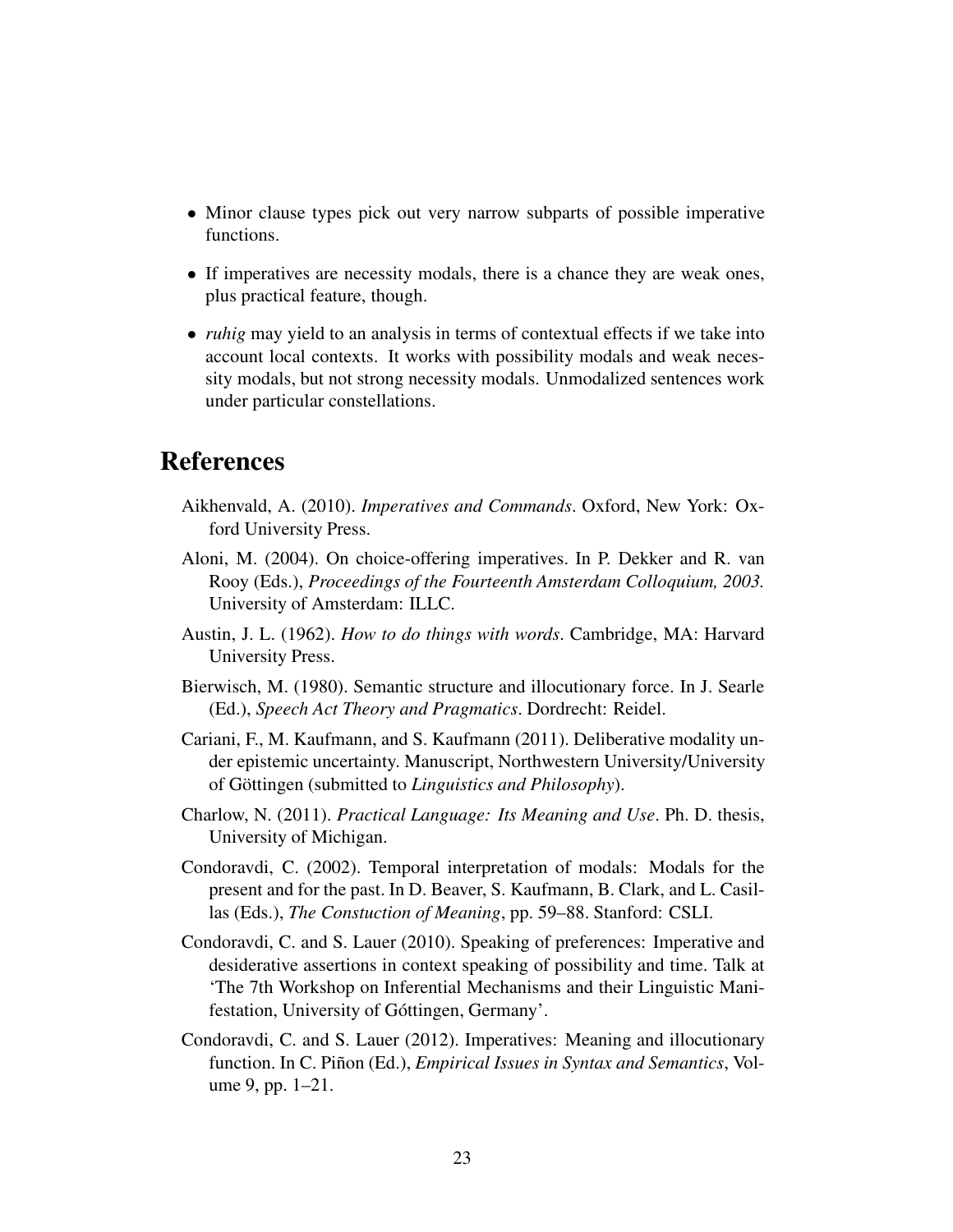- Minor clause types pick out very narrow subparts of possible imperative functions.

- If imperatives are necessity modals, there is a chance they are weak ones, plus practical feature, though.

- *ruhig* may yield to an analysis in terms of contextual effects if we take into account local contexts. It works with possibility modals and weak necessity modals, but not strong necessity modals. Unmodalized sentences work under particular constellations.

# References

Aikhenvald, A. (2010). *Imperatives and Commands*. Oxford, New York: Oxford University Press.

Aloni, M. (2004). On choice-offering imperatives. In P. Dekker and R. van Rooy (Eds.), *Proceedings of the Fourteenth Amsterdam Colloquium, 2003.* University of Amsterdam: ILLC.

Austin, J. L. (1962). *How to do things with words*. Cambridge, MA: Harvard University Press.

Bierwisch, M. (1980). Semantic structure and illocutionary force. In J. Searle (Ed.), *Speech Act Theory and Pragmatics*. Dordrecht: Reidel.

Cariani, F., M. Kaufmann, and S. Kaufmann (2011). Deliberative modality under epistemic uncertainty. Manuscript, Northwestern University/University of Göttingen (submitted to *Linguistics and Philosophy*).

Charlow, N. (2011). *Practical Language: Its Meaning and Use*. Ph. D. thesis, University of Michigan.

Condoravdi, C. (2002). Temporal interpretation of modals: Modals for the present and for the past. In D. Beaver, S. Kaufmann, B. Clark, and L. Casillas (Eds.), *The Constuction of Meaning*, pp. 59–88. Stanford: CSLI.

Condoravdi, C. and S. Lauer (2010). Speaking of preferences: Imperative and desiderative assertions in context speaking of possibility and time. Talk at 'The 7th Workshop on Inferential Mechanisms and their Linguistic Manifestation, University of Góttingen, Germany'.

Condoravdi, C. and S. Lauer (2012). Imperatives: Meaning and illocutionary function. In C. Piñon (Ed.), *Empirical Issues in Syntax and Semantics*, Volume 9, pp. 1–21.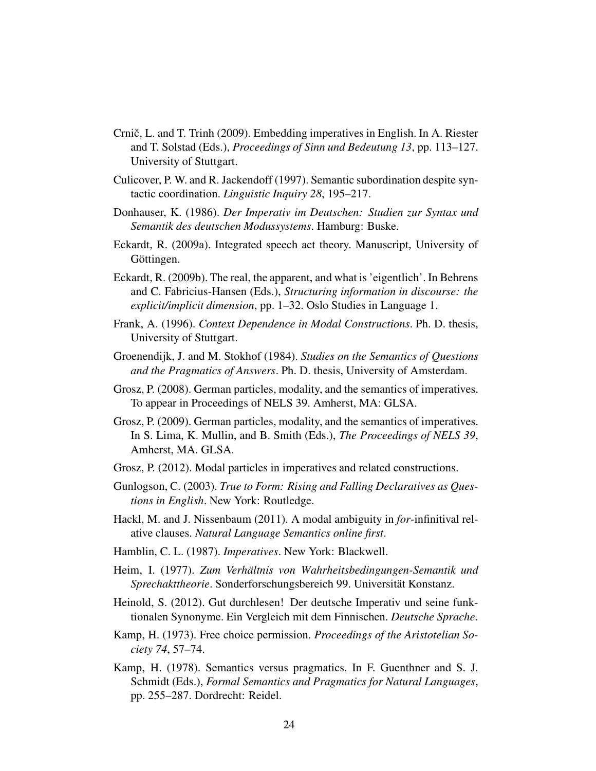Crnič, L. and T. Trinh (2009). Embedding imperatives in English. In A. Riester and T. Solstad (Eds.), *Proceedings of Sinn und Bedeutung 13*, pp. 113–127. University of Stuttgart.

Culicover, P. W. and R. Jackendoff (1997). Semantic subordination despite syntactic coordination. *Linguistic Inquiry 28*, 195–217.

Donhauser, K. (1986). *Der Imperativ im Deutschen: Studien zur Syntax und Semantik des deutschen Modussystems*. Hamburg: Buske.

Eckardt, R. (2009a). Integrated speech act theory. Manuscript, University of Göttingen.

Eckardt, R. (2009b). The real, the apparent, and what is 'eigentlich'. In Behrens and C. Fabricius-Hansen (Eds.), *Structuring information in discourse: the explicit/implicit dimension*, pp. 1–32. Oslo Studies in Language 1.

Frank, A. (1996). *Context Dependence in Modal Constructions*. Ph. D. thesis, University of Stuttgart.

Groenendijk, J. and M. Stokhof (1984). *Studies on the Semantics of Questions and the Pragmatics of Answers*. Ph. D. thesis, University of Amsterdam.

Grosz, P. (2008). German particles, modality, and the semantics of imperatives. To appear in Proceedings of NELS 39. Amherst, MA: GLSA.

Grosz, P. (2009). German particles, modality, and the semantics of imperatives. In S. Lima, K. Mullin, and B. Smith (Eds.), *The Proceedings of NELS 39*, Amherst, MA. GLSA.

Grosz, P. (2012). Modal particles in imperatives and related constructions.

Gunlogson, C. (2003). *True to Form: Rising and Falling Declaratives as Questions in English*. New York: Routledge.

Hackl, M. and J. Nissenbaum (2011). A modal ambiguity in *for*-infinitival relative clauses. *Natural Language Semantics online first*.

Hamblin, C. L. (1987). *Imperatives*. New York: Blackwell.

Heim, I. (1977). *Zum Verhältnis von Wahrheitsbedingungen-Semantik und Sprechakttheorie*. Sonderforschungsbereich 99. Universität Konstanz.

Heinold, S. (2012). Gut durchlesen! Der deutsche Imperativ und seine funktionalen Synonyme. Ein Vergleich mit dem Finnischen. *Deutsche Sprache*.

Kamp, H. (1973). Free choice permission. *Proceedings of the Aristotelian Society 74*, 57–74.

Kamp, H. (1978). Semantics versus pragmatics. In F. Guenthner and S. J. Schmidt (Eds.), *Formal Semantics and Pragmatics for Natural Languages*, pp. 255–287. Dordrecht: Reidel.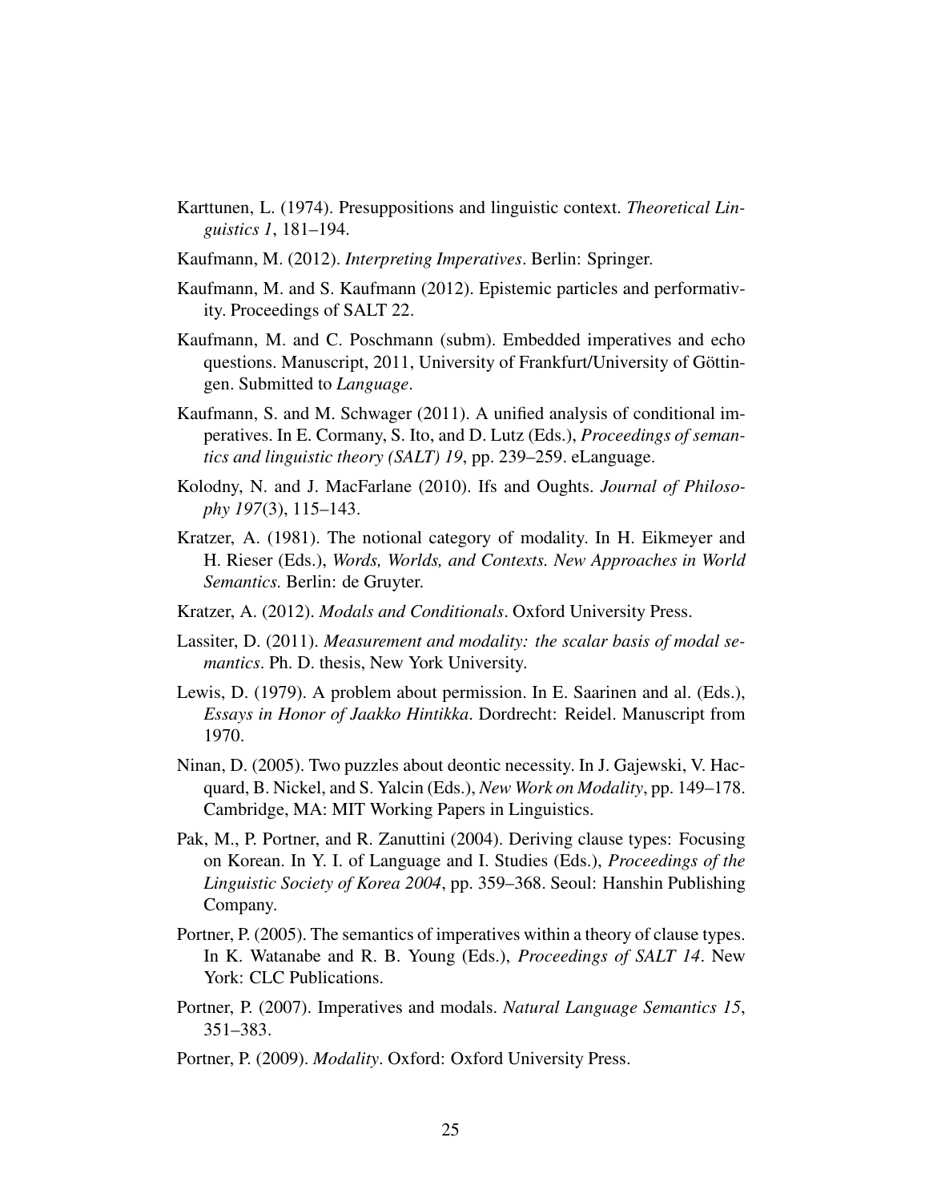Karttunen, L. (1974). Presuppositions and linguistic context. *Theoretical Linguistics 1*, 181–194.

Kaufmann, M. (2012). *Interpreting Imperatives*. Berlin: Springer.

Kaufmann, M. and S. Kaufmann (2012). Epistemic particles and performativity. Proceedings of SALT 22.

Kaufmann, M. and C. Poschmann (subm). Embedded imperatives and echo questions. Manuscript, 2011, University of Frankfurt/University of Göttingen. Submitted to *Language*.

Kaufmann, S. and M. Schwager (2011). A unified analysis of conditional imperatives. In E. Cormany, S. Ito, and D. Lutz (Eds.), *Proceedings of semantics and linguistic theory (SALT) 19*, pp. 239–259. eLanguage.

Kolodny, N. and J. MacFarlane (2010). Ifs and Oughts. *Journal of Philosophy 197*(3), 115–143.

Kratzer, A. (1981). The notional category of modality. In H. Eikmeyer and H. Rieser (Eds.), *Words, Worlds, and Contexts. New Approaches in World Semantics.* Berlin: de Gruyter.

Kratzer, A. (2012). *Modals and Conditionals*. Oxford University Press.

Lassiter, D. (2011). *Measurement and modality: the scalar basis of modal semantics*. Ph. D. thesis, New York University.

Lewis, D. (1979). A problem about permission. In E. Saarinen and al. (Eds.), *Essays in Honor of Jaakko Hintikka*. Dordrecht: Reidel. Manuscript from 1970.

Ninan, D. (2005). Two puzzles about deontic necessity. In J. Gajewski, V. Hacquard, B. Nickel, and S. Yalcin (Eds.), *New Work on Modality*, pp. 149–178. Cambridge, MA: MIT Working Papers in Linguistics.

Pak, M., P. Portner, and R. Zanuttini (2004). Deriving clause types: Focusing on Korean. In Y. I. of Language and I. Studies (Eds.), *Proceedings of the Linguistic Society of Korea 2004*, pp. 359–368. Seoul: Hanshin Publishing Company.

Portner, P. (2005). The semantics of imperatives within a theory of clause types. In K. Watanabe and R. B. Young (Eds.), *Proceedings of SALT 14*. New York: CLC Publications.

Portner, P. (2007). Imperatives and modals. *Natural Language Semantics 15*, 351–383.

Portner, P. (2009). *Modality*. Oxford: Oxford University Press.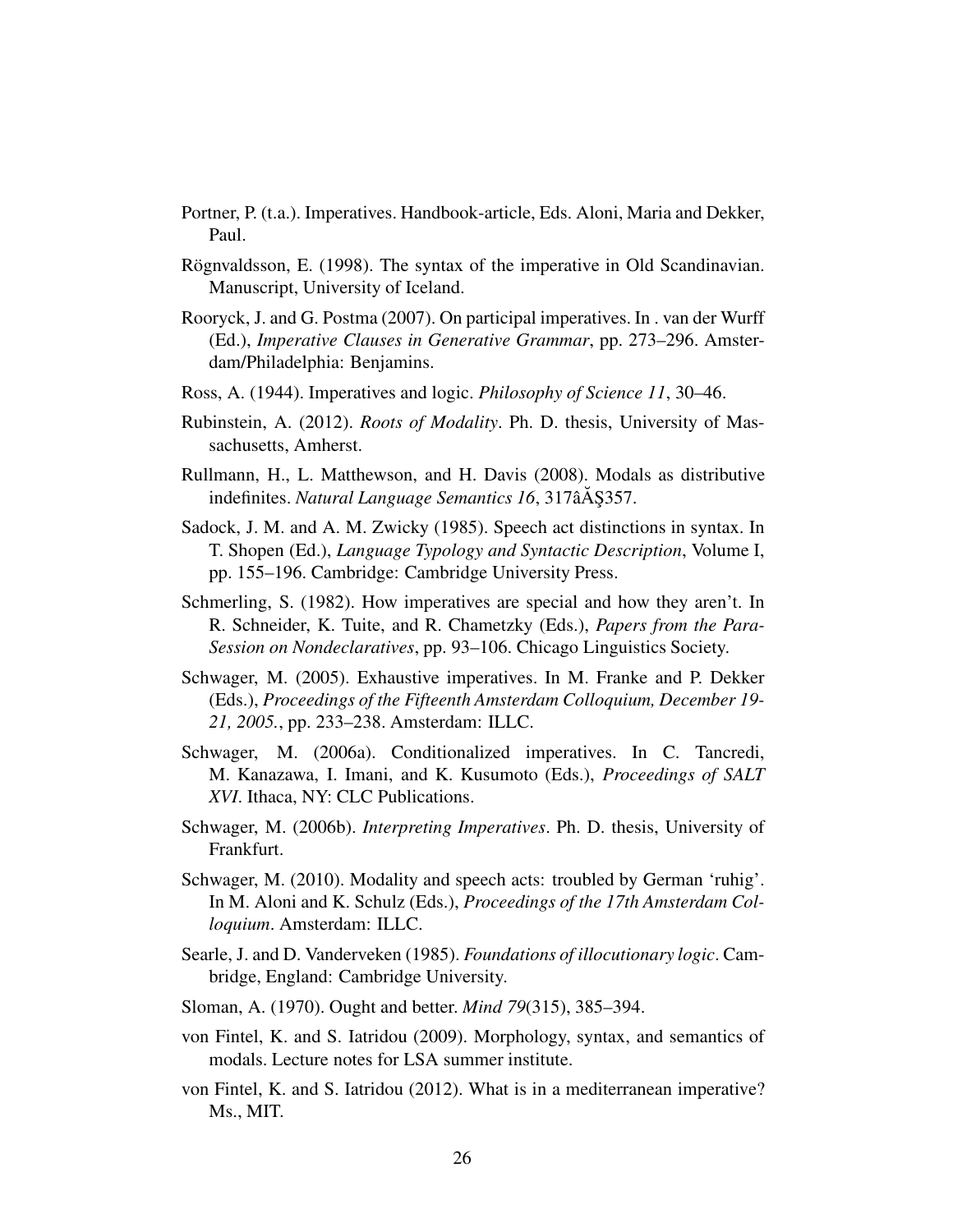Portner, P. (t.a.). Imperatives. Handbook-article, Eds. Aloni, Maria and Dekker, Paul.

Rögnvaldsson, E. (1998). The syntax of the imperative in Old Scandinavian. Manuscript, University of Iceland.

Rooryck, J. and G. Postma (2007). On participial imperatives. In . van der Wurff (Ed.), *Imperative Clauses in Generative Grammar*, pp. 273–296. Amsterdam/Philadelphia: Benjamins.

Ross, A. (1944). Imperatives and logic. *Philosophy of Science 11*, 30–46.

Rubinstein, A. (2012). *Roots of Modality*. Ph. D. thesis, University of Massachusetts, Amherst.

Rullmann, H., L. Matthewson, and H. Davis (2008). Modals as distributive indefinites. *Natural Language Semantics 16*, 317âĂŞ357.

Sadock, J. M. and A. M. Zwicky (1985). Speech act distinctions in syntax. In T. Shopen (Ed.), *Language Typology and Syntactic Description*, Volume I, pp. 155–196. Cambridge: Cambridge University Press.

Schmerling, S. (1982). How imperatives are special and how they aren't. In R. Schneider, K. Tuite, and R. Chametzky (Eds.), *Papers from the Para-Session on Nondeclaratives*, pp. 93–106. Chicago Linguistics Society.

Schwager, M. (2005). Exhaustive imperatives. In M. Franke and P. Dekker (Eds.), *Proceedings of the Fifteenth Amsterdam Colloquium, December 19-21, 2005.*, pp. 233–238. Amsterdam: ILLC.

Schwager, M. (2006a). Conditionalized imperatives. In C. Tancredi, M. Kanazawa, I. Imani, and K. Kusumoto (Eds.), *Proceedings of SALT XVI*. Ithaca, NY: CLC Publications.

Schwager, M. (2006b). *Interpreting Imperatives*. Ph. D. thesis, University of Frankfurt.

Schwager, M. (2010). Modality and speech acts: troubled by German 'ruhig'. In M. Aloni and K. Schulz (Eds.), *Proceedings of the 17th Amsterdam Colloquium*. Amsterdam: ILLC.

Searle, J. and D. Vanderveken (1985). *Foundations of illocutionary logic*. Cambridge, England: Cambridge University.

Sloman, A. (1970). Ought and better. *Mind 79*(315), 385–394.

von Fintel, K. and S. Iatridou (2009). Morphology, syntax, and semantics of modals. Lecture notes for LSA summer institute.

von Fintel, K. and S. Iatridou (2012). What is in a mediterranean imperative? Ms., MIT.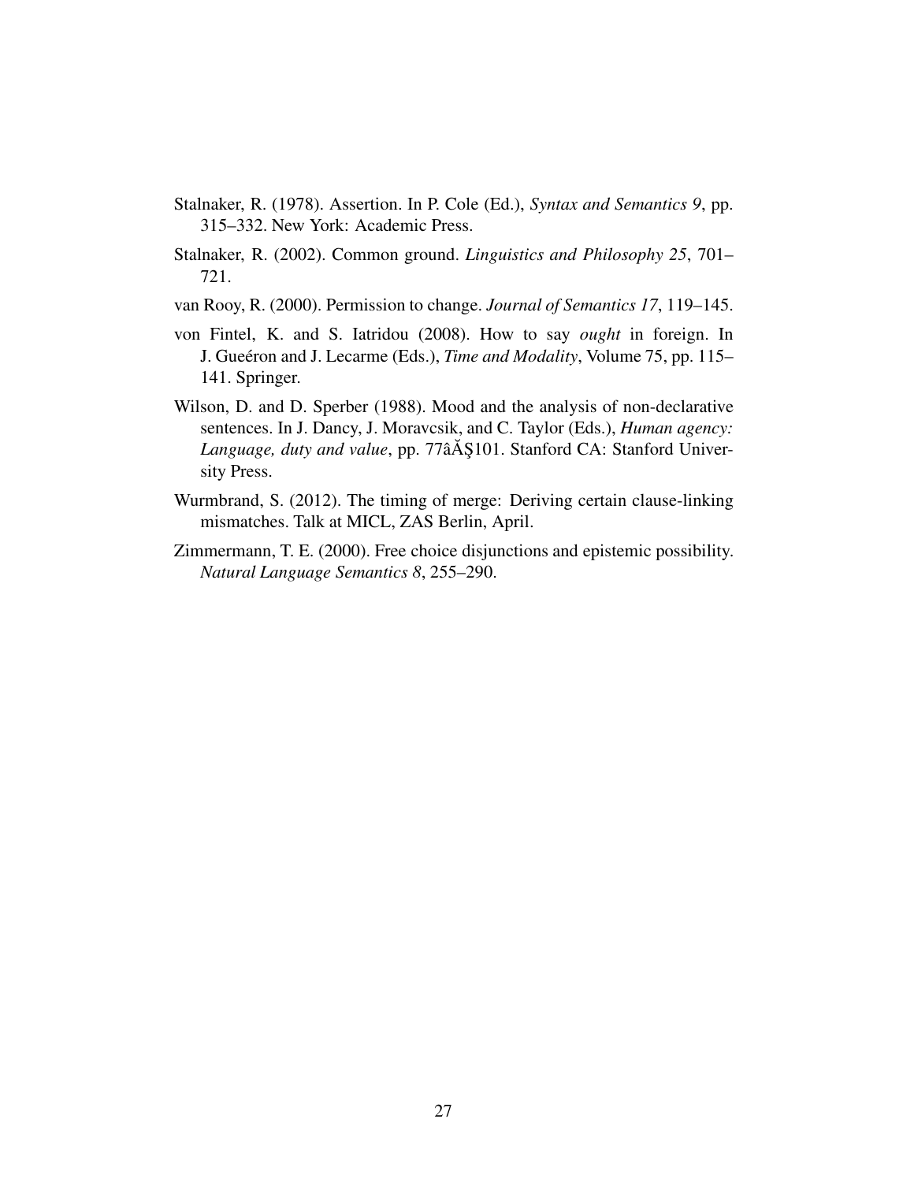Stalnaker, R. (1978). Assertion. In P. Cole (Ed.), *Syntax and Semantics 9*, pp. 315–332. New York: Academic Press.

Stalnaker, R. (2002). Common ground. *Linguistics and Philosophy 25*, 701–721.

van Rooy, R. (2000). Permission to change. *Journal of Semantics 17*, 119–145.

von Fintel, K. and S. Iatridou (2008). How to say *ought* in foreign. In J. Gueéron and J. Lecarme (Eds.), *Time and Modality*, Volume 75, pp. 115–141. Springer.

Wilson, D. and D. Sperber (1988). Mood and the analysis of non-declarative sentences. In J. Dancy, J. Moravcsik, and C. Taylor (Eds.), *Human agency: Language, duty and value*, pp. 77âĂŞ101. Stanford CA: Stanford University Press.

Wurmbrand, S. (2012). The timing of merge: Deriving certain clause-linking mismatches. Talk at MICL, ZAS Berlin, April.

Zimmermann, T. E. (2000). Free choice disjunctions and epistemic possibility. *Natural Language Semantics 8*, 255–290.